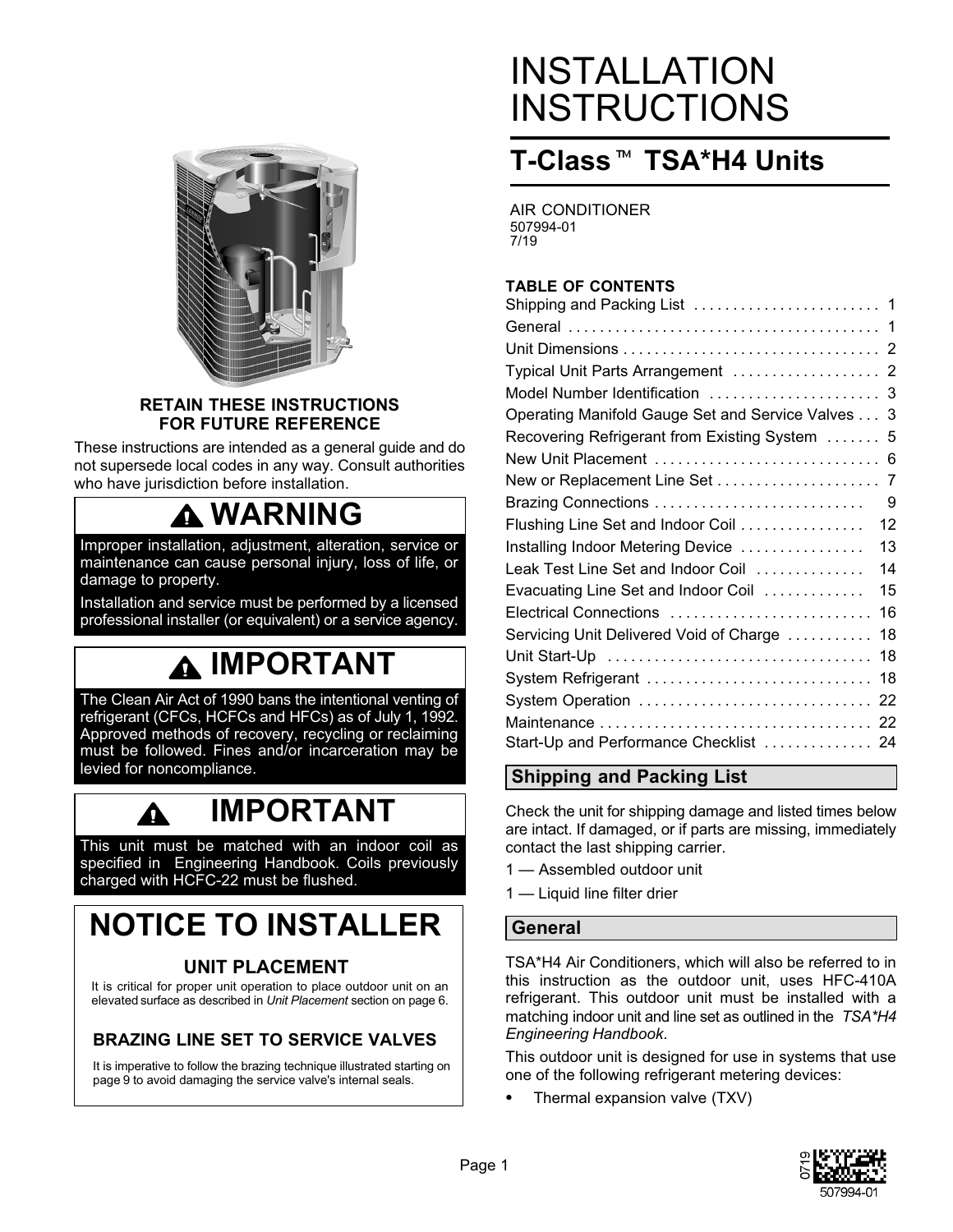# INSTALLATION INSTRUCTIONS

## T-Class™ TSA*H4 Units

AIR CONDITIONER
507994-01
7/19

**RETAIN THESE INSTRUCTIONS FOR FUTURE REFERENCE**

These instructions are intended as a general guide and do not supersede local codes in any way. Consult authorities who have jurisdiction before installation.

> **⚠ WARNING**
>
> Improper installation, adjustment, alteration, service or maintenance can cause personal injury, loss of life, or damage to property.
>
> Installation and service must be performed by a licensed professional installer (or equivalent) or a service agency.

> **⚠ IMPORTANT**
>
> The Clean Air Act of 1990 bans the intentional venting of refrigerant (CFCs, HCFCs and HFCs) as of July 1, 1992. Approved methods of recovery, recycling or reclaiming must be followed. Fines and/or incarceration may be levied for noncompliance.

> **⚠ IMPORTANT**
>
> This unit must be matched with an indoor coil as specified in Engineering Handbook. Coils previously charged with HCFC-22 must be flushed.

> **NOTICE TO INSTALLER**
>
> **UNIT PLACEMENT**
>
> It is critical for proper unit operation to place outdoor unit on an elevated surface as described in *Unit Placement* section on page 6.
>
> **BRAZING LINE SET TO SERVICE VALVES**
>
> It is imperative to follow the brazing technique illustrated starting on page 9 to avoid damaging the service valve's internal seals.

**TABLE OF CONTENTS**

| Section | Page |
|---|---|
| Shipping and Packing List | 1 |
| General | 1 |
| Unit Dimensions | 2 |
| Typical Unit Parts Arrangement | 2 |
| Model Number Identification | 3 |
| Operating Manifold Gauge Set and Service Valves | 3 |
| Recovering Refrigerant from Existing System | 5 |
| New Unit Placement | 6 |
| New or Replacement Line Set | 7 |
| Brazing Connections | 9 |
| Flushing Line Set and Indoor Coil | 12 |
| Installing Indoor Metering Device | 13 |
| Leak Test Line Set and Indoor Coil | 14 |
| Evacuating Line Set and Indoor Coil | 15 |
| Electrical Connections | 16 |
| Servicing Unit Delivered Void of Charge | 18 |
| Unit Start-Up | 18 |
| System Refrigerant | 18 |
| System Operation | 22 |
| Maintenance | 22 |
| Start-Up and Performance Checklist | 24 |

### Shipping and Packing List

Check the unit for shipping damage and listed times below are intact. If damaged, or if parts are missing, immediately contact the last shipping carrier.

1 — Assembled outdoor unit

1 — Liquid line filter drier

### General

TSA*H4 Air Conditioners, which will also be referred to in this instruction as the outdoor unit, uses HFC-410A refrigerant. This outdoor unit must be installed with a matching indoor unit and line set as outlined in the *TSA*H4 Engineering Handbook*.

This outdoor unit is designed for use in systems that use one of the following refrigerant metering devices:

- Thermal expansion valve (TXV)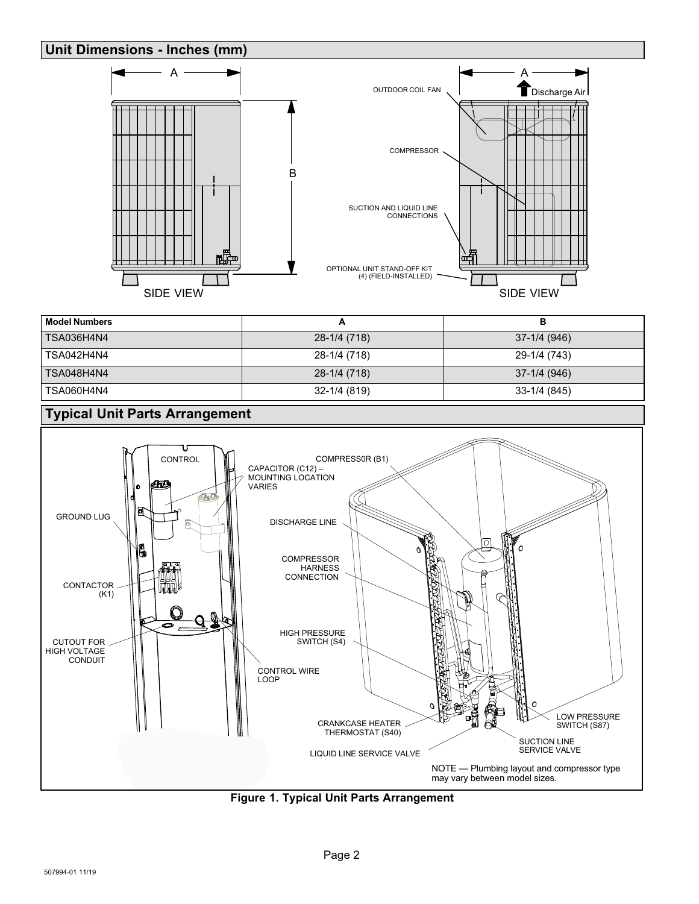## Unit Dimensions - Inches (mm)

| Model Numbers | A | B |
|---|---|---|
| TSA036H4N4 | 28-1/4 (718) | 37-1/4 (946) |
| TSA042H4N4 | 28-1/4 (718) | 29-1/4 (743) |
| TSA048H4N4 | 28-1/4 (718) | 37-1/4 (946) |
| TSA060H4N4 | 32-1/4 (819) | 33-1/4 (845) |

## Typical Unit Parts Arrangement

NOTE — Plumbing layout and compressor type may vary between model sizes.

**Figure 1. Typical Unit Parts Arrangement**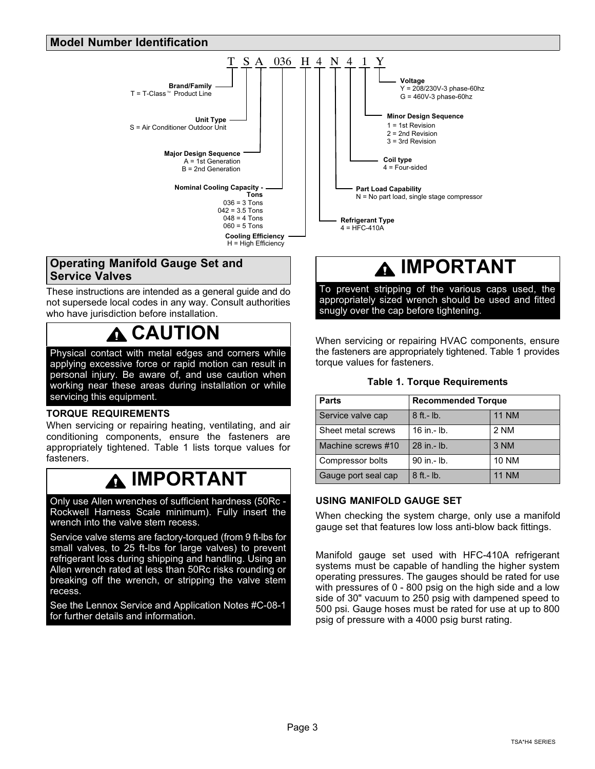## Model Number Identification

T S A 036 H 4 N 4 1 Y

- **Brand/Family**: T = T-Class™ Product Line
- **Unit Type**: S = Air Conditioner Outdoor Unit
- **Major Design Sequence**: A = 1st Generation, B = 2nd Generation
- **Nominal Cooling Capacity - Tons**: 036 = 3 Tons, 042 = 3.5 Tons, 048 = 4 Tons, 060 = 5 Tons
- **Cooling Efficiency**: H = High Efficiency
- **Refrigerant Type**: 4 = HFC-410A
- **Part Load Capability**: N = No part load, single stage compressor
- **Coil type**: 4 = Four-sided
- **Minor Design Sequence**: 1 = 1st Revision, 2 = 2nd Revision, 3 = 3rd Revision
- **Voltage**: Y = 208/230V-3 phase-60hz, G = 460V-3 phase-60hz

## Operating Manifold Gauge Set and Service Valves

These instructions are intended as a general guide and do not supersede local codes in any way. Consult authorities who have jurisdiction before installation.

> **CAUTION**
>
> Physical contact with metal edges and corners while applying excessive force or rapid motion can result in personal injury. Be aware of, and use caution when working near these areas during installation or while servicing this equipment.

### TORQUE REQUIREMENTS

When servicing or repairing heating, ventilating, and air conditioning components, ensure the fasteners are appropriately tightened. Table 1 lists torque values for fasteners.

> **IMPORTANT**
>
> Only use Allen wrenches of sufficient hardness (50Rc - Rockwell Harness Scale minimum). Fully insert the wrench into the valve stem recess.
>
> Service valve stems are factory-torqued (from 9 ft-lbs for small valves, to 25 ft-lbs for large valves) to prevent refrigerant loss during shipping and handling. Using an Allen wrench rated at less than 50Rc risks rounding or breaking off the wrench, or stripping the valve stem recess.
>
> See the Lennox Service and Application Notes #C-08-1 for further details and information.

> **IMPORTANT**
>
> To prevent stripping of the various caps used, the appropriately sized wrench should be used and fitted snugly over the cap before tightening.

When servicing or repairing HVAC components, ensure the fasteners are appropriately tightened. Table 1 provides torque values for fasteners.

**Table 1. Torque Requirements**

| Parts | Recommended Torque | |
|---|---|---|
| Service valve cap | 8 ft.- lb. | 11 NM |
| Sheet metal screws | 16 in.- lb. | 2 NM |
| Machine screws #10 | 28 in.- lb. | 3 NM |
| Compressor bolts | 90 in.- lb. | 10 NM |
| Gauge port seal cap | 8 ft.- lb. | 11 NM |

### USING MANIFOLD GAUGE SET

When checking the system charge, only use a manifold gauge set that features low loss anti-blow back fittings.

Manifold gauge set used with HFC-410A refrigerant systems must be capable of handling the higher system operating pressures. The gauges should be rated for use with pressures of 0 - 800 psig on the high side and a low side of 30" vacuum to 250 psig with dampened speed to 500 psi. Gauge hoses must be rated for use at up to 800 psig of pressure with a 4000 psig burst rating.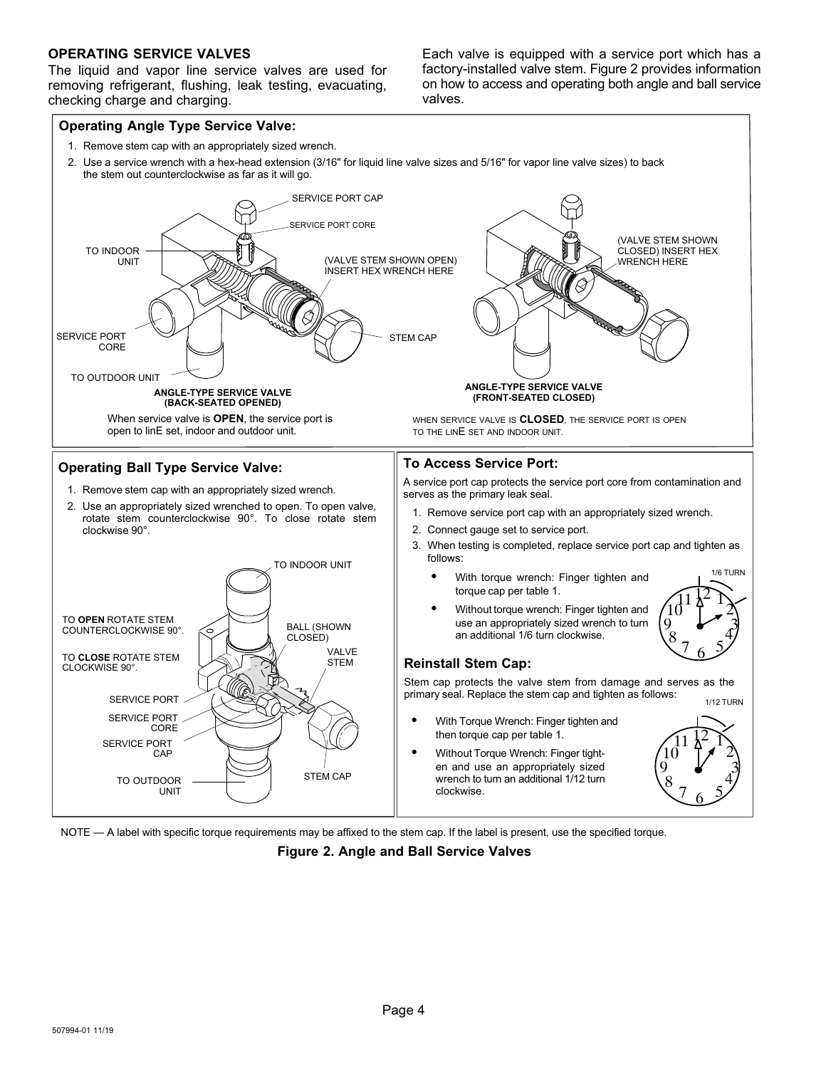## OPERATING SERVICE VALVES

The liquid and vapor line service valves are used for removing refrigerant, flushing, leak testing, evacuating, checking charge and charging.

Each valve is equipped with a service port which has a factory-installed valve stem. Figure 2 provides information on how to access and operating both angle and ball service valves.

### Operating Angle Type Service Valve:

1. Remove stem cap with an appropriately sized wrench.
2. Use a service wrench with a hex-head extension (3/16" for liquid line valve sizes and 5/16" for vapor line valve sizes) to back the stem out counterclockwise as far as it will go.

SERVICE PORT CAP
SERVICE PORT CORE
TO INDOOR UNIT
(VALVE STEM SHOWN OPEN) INSERT HEX WRENCH HERE
SERVICE PORT CORE
STEM CAP
TO OUTDOOR UNIT

**ANGLE-TYPE SERVICE VALVE (BACK-SEATED OPENED)**

When service valve is **OPEN**, the service port is open to linE set, indoor and outdoor unit.

(VALVE STEM SHOWN CLOSED) INSERT HEX WRENCH HERE

**ANGLE-TYPE SERVICE VALVE (FRONT-SEATED CLOSED)**

WHEN SERVICE VALVE IS **CLOSED**, THE SERVICE PORT IS OPEN TO THE LINE SET AND INDOOR UNIT.

### Operating Ball Type Service Valve:

1. Remove stem cap with an appropriately sized wrench.
2. Use an appropriately sized wrenched to open. To open valve, rotate stem counterclockwise 90°. To close rotate stem clockwise 90°.

TO INDOOR UNIT
TO **OPEN** ROTATE STEM COUNTERCLOCKWISE 90°.
BALL (SHOWN CLOSED)
TO **CLOSE** ROTATE STEM CLOCKWISE 90°.
VALVE STEM
SERVICE PORT
SERVICE PORT CORE
SERVICE PORT CAP
TO OUTDOOR UNIT
STEM CAP

### To Access Service Port:

A service port cap protects the service port core from contamination and serves as the primary leak seal.

1. Remove service port cap with an appropriately sized wrench.
2. Connect gauge set to service port.
3. When testing is completed, replace service port cap and tighten as follows:
   - With torque wrench: Finger tighten and torque cap per table 1.
   - Without torque wrench: Finger tighten and use an appropriately sized wrench to turn an additional 1/6 turn clockwise.

1/6 TURN

### Reinstall Stem Cap:

Stem cap protects the valve stem from damage and serves as the primary seal. Replace the stem cap and tighten as follows:

- With Torque Wrench: Finger tighten and then torque cap per table 1.
- Without Torque Wrench: Finger tighten and use an appropriately sized wrench to turn an additional 1/12 turn clockwise.

1/12 TURN

NOTE — A label with specific torque requirements may be affixed to the stem cap. If the label is present, use the specified torque.

**Figure 2. Angle and Ball Service Valves**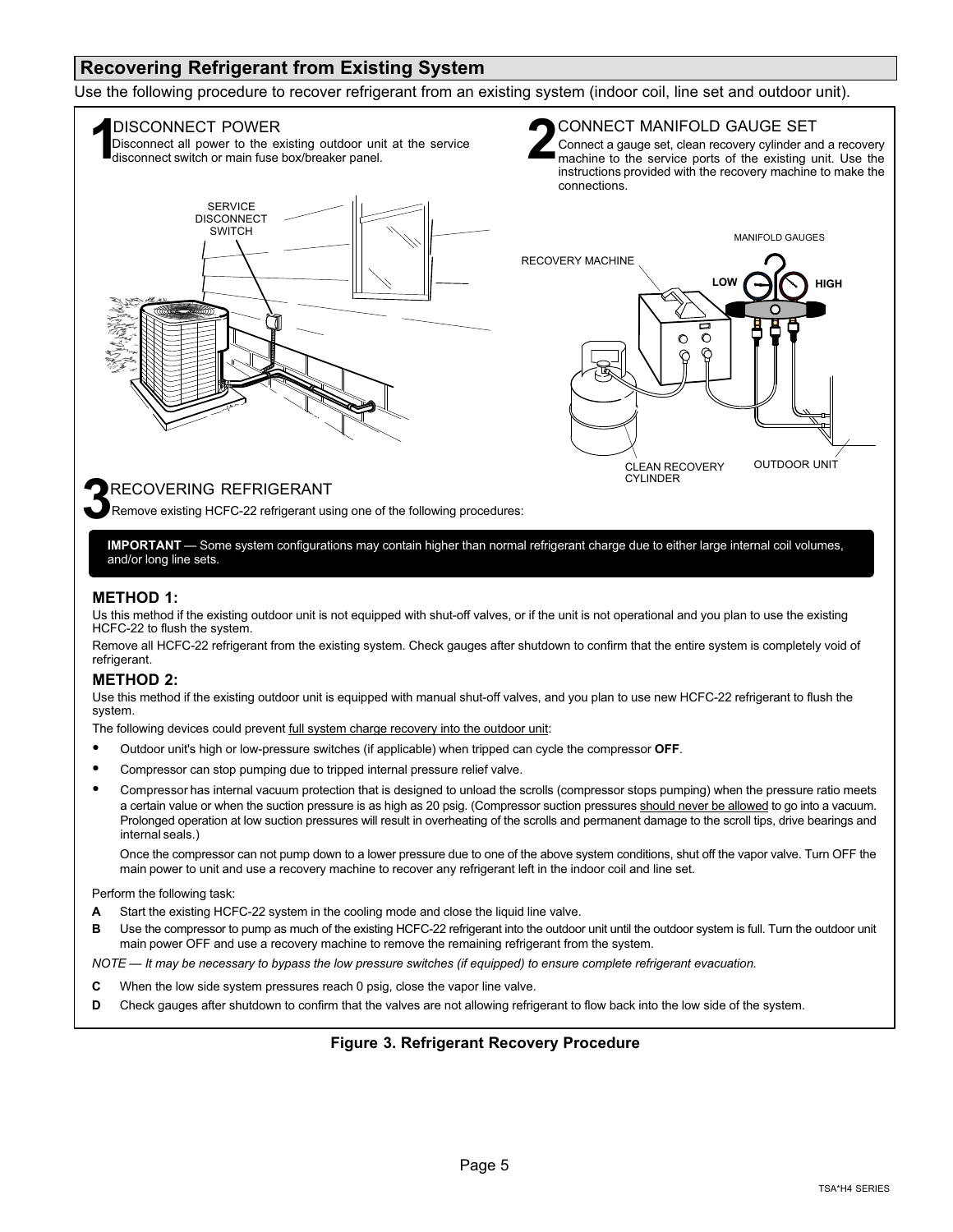## Recovering Refrigerant from Existing System

Use the following procedure to recover refrigerant from an existing system (indoor coil, line set and outdoor unit).

**1** DISCONNECT POWER

Disconnect all power to the existing outdoor unit at the service disconnect switch or main fuse box/breaker panel.

SERVICE DISCONNECT SWITCH

**2** CONNECT MANIFOLD GAUGE SET

Connect a gauge set, clean recovery cylinder and a recovery machine to the service ports of the existing unit. Use the instructions provided with the recovery machine to make the connections.

MANIFOLD GAUGES

RECOVERY MACHINE

LOW

HIGH

CLEAN RECOVERY CYLINDER

OUTDOOR UNIT

**3** RECOVERING REFRIGERANT

Remove existing HCFC-22 refrigerant using one of the following procedures:

**IMPORTANT** — Some system configurations may contain higher than normal refrigerant charge due to either large internal coil volumes, and/or long line sets.

### METHOD 1:

Us this method if the existing outdoor unit is not equipped with shut-off valves, or if the unit is not operational and you plan to use the existing HCFC-22 to flush the system.

Remove all HCFC-22 refrigerant from the existing system. Check gauges after shutdown to confirm that the entire system is completely void of refrigerant.

### METHOD 2:

Use this method if the existing outdoor unit is equipped with manual shut-off valves, and you plan to use new HCFC-22 refrigerant to flush the system.

The following devices could prevent full system charge recovery into the outdoor unit:

- Outdoor unit's high or low-pressure switches (if applicable) when tripped can cycle the compressor **OFF**.
- Compressor can stop pumping due to tripped internal pressure relief valve.
- Compressor has internal vacuum protection that is designed to unload the scrolls (compressor stops pumping) when the pressure ratio meets a certain value or when the suction pressure is as high as 20 psig. (Compressor suction pressures should never be allowed to go into a vacuum. Prolonged operation at low suction pressures will result in overheating of the scrolls and permanent damage to the scroll tips, drive bearings and internal seals.)

  Once the compressor can not pump down to a lower pressure due to one of the above system conditions, shut off the vapor valve. Turn OFF the main power to unit and use a recovery machine to recover any refrigerant left in the indoor coil and line set.

Perform the following task:

**A** Start the existing HCFC-22 system in the cooling mode and close the liquid line valve.

**B** Use the compressor to pump as much of the existing HCFC-22 refrigerant into the outdoor unit until the outdoor system is full. Turn the outdoor unit main power OFF and use a recovery machine to remove the remaining refrigerant from the system.

*NOTE — It may be necessary to bypass the low pressure switches (if equipped) to ensure complete refrigerant evacuation.*

**C** When the low side system pressures reach 0 psig, close the vapor line valve.

**D** Check gauges after shutdown to confirm that the valves are not allowing refrigerant to flow back into the low side of the system.

**Figure 3. Refrigerant Recovery Procedure**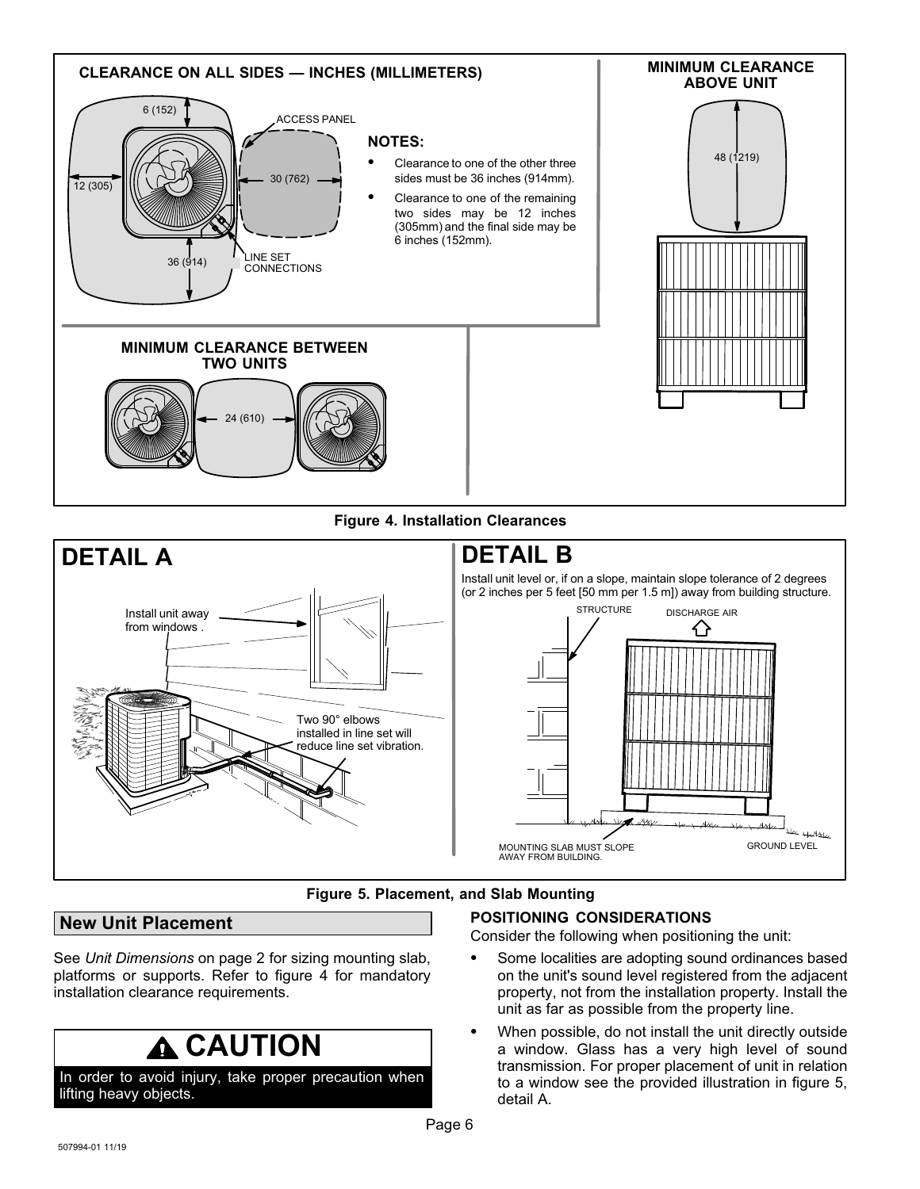**CLEARANCE ON ALL SIDES — INCHES (MILLIMETERS)**

6 (152)

ACCESS PANEL

12 (305)

30 (762)

36 (914)

LINE SET CONNECTIONS

**NOTES:**

- Clearance to one of the other three sides must be 36 inches (914mm).
- Clearance to one of the remaining two sides may be 12 inches (305mm) and the final side may be 6 inches (152mm).

**MINIMUM CLEARANCE ABOVE UNIT**

48 (1219)

**MINIMUM CLEARANCE BETWEEN TWO UNITS**

24 (610)

**Figure 4. Installation Clearances**

# DETAIL A

Install unit away from windows .

Two 90° elbows installed in line set will reduce line set vibration.

# DETAIL B

Install unit level or, if on a slope, maintain slope tolerance of 2 degrees (or 2 inches per 5 feet [50 mm per 1.5 m]) away from building structure.

STRUCTURE

DISCHARGE AIR

MOUNTING SLAB MUST SLOPE AWAY FROM BUILDING.

GROUND LEVEL

**Figure 5. Placement, and Slab Mounting**

## New Unit Placement

See *Unit Dimensions* on page 2 for sizing mounting slab, platforms or supports. Refer to figure 4 for mandatory installation clearance requirements.

> **⚠ CAUTION**
>
> In order to avoid injury, take proper precaution when lifting heavy objects.

### POSITIONING CONSIDERATIONS

Consider the following when positioning the unit:

- Some localities are adopting sound ordinances based on the unit's sound level registered from the adjacent property, not from the installation property. Install the unit as far as possible from the property line.
- When possible, do not install the unit directly outside a window. Glass has a very high level of sound transmission. For proper placement of unit in relation to a window see the provided illustration in figure 5, detail A.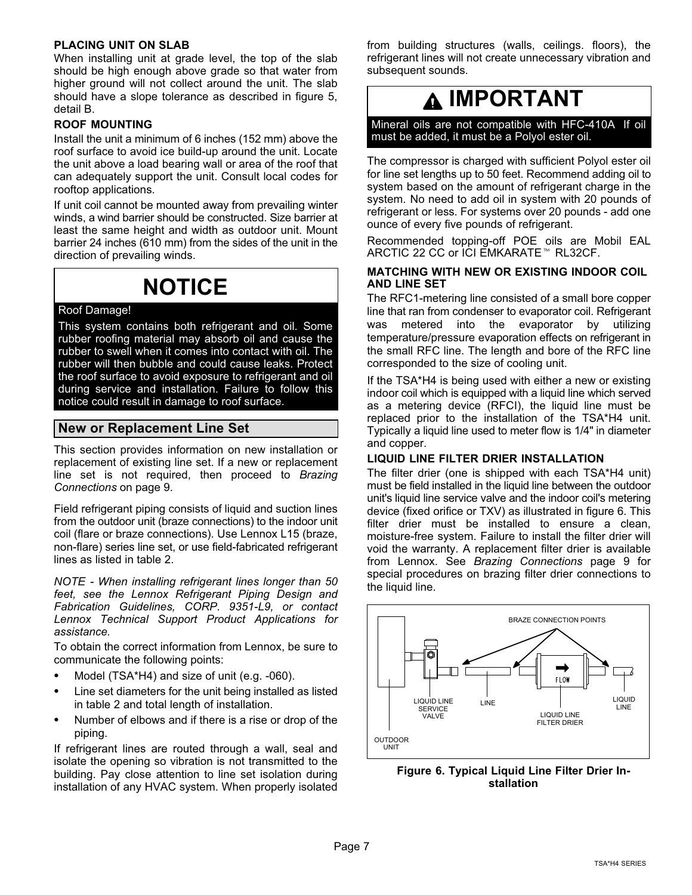### PLACING UNIT ON SLAB

When installing unit at grade level, the top of the slab should be high enough above grade so that water from higher ground will not collect around the unit. The slab should have a slope tolerance as described in figure 5, detail B.

### ROOF MOUNTING

Install the unit a minimum of 6 inches (152 mm) above the roof surface to avoid ice build-up around the unit. Locate the unit above a load bearing wall or area of the roof that can adequately support the unit. Consult local codes for rooftop applications.

If unit coil cannot be mounted away from prevailing winter winds, a wind barrier should be constructed. Size barrier at least the same height and width as outdoor unit. Mount barrier 24 inches (610 mm) from the sides of the unit in the direction of prevailing winds.

> **NOTICE**
>
> Roof Damage!
>
> This system contains both refrigerant and oil. Some rubber roofing material may absorb oil and cause the rubber to swell when it comes into contact with oil. The rubber will then bubble and could cause leaks. Protect the roof surface to avoid exposure to refrigerant and oil during service and installation. Failure to follow this notice could result in damage to roof surface.

## New or Replacement Line Set

This section provides information on new installation or replacement of existing line set. If a new or replacement line set is not required, then proceed to *Brazing Connections* on page 9.

Field refrigerant piping consists of liquid and suction lines from the outdoor unit (braze connections) to the indoor unit coil (flare or braze connections). Use Lennox L15 (braze, non-flare) series line set, or use field-fabricated refrigerant lines as listed in table 2.

*NOTE - When installing refrigerant lines longer than 50 feet, see the Lennox Refrigerant Piping Design and Fabrication Guidelines, CORP. 9351-L9, or contact Lennox Technical Support Product Applications for assistance.*

To obtain the correct information from Lennox, be sure to communicate the following points:

- Model (TSA*H4) and size of unit (e.g. -060).
- Line set diameters for the unit being installed as listed in table 2 and total length of installation.
- Number of elbows and if there is a rise or drop of the piping.

If refrigerant lines are routed through a wall, seal and isolate the opening so vibration is not transmitted to the building. Pay close attention to line set isolation during installation of any HVAC system. When properly isolated from building structures (walls, ceilings. floors), the refrigerant lines will not create unnecessary vibration and subsequent sounds.

> **⚠ IMPORTANT**
>
> Mineral oils are not compatible with HFC-410A If oil must be added, it must be a Polyol ester oil.

The compressor is charged with sufficient Polyol ester oil for line set lengths up to 50 feet. Recommend adding oil to system based on the amount of refrigerant charge in the system. No need to add oil in system with 20 pounds of refrigerant or less. For systems over 20 pounds - add one ounce of every five pounds of refrigerant.

Recommended topping-off POE oils are Mobil EAL ARCTIC 22 CC or ICI EMKARATE™ RL32CF.

### MATCHING WITH NEW OR EXISTING INDOOR COIL AND LINE SET

The RFC1-metering line consisted of a small bore copper line that ran from condenser to evaporator coil. Refrigerant was metered into the evaporator by utilizing temperature/pressure evaporation effects on refrigerant in the small RFC line. The length and bore of the RFC line corresponded to the size of cooling unit.

If the TSA*H4 is being used with either a new or existing indoor coil which is equipped with a liquid line which served as a metering device (RFCI), the liquid line must be replaced prior to the installation of the TSA*H4 unit. Typically a liquid line used to meter flow is 1/4" in diameter and copper.

### LIQUID LINE FILTER DRIER INSTALLATION

The filter drier (one is shipped with each TSA*H4 unit) must be field installed in the liquid line between the outdoor unit's liquid line service valve and the indoor coil's metering device (fixed orifice or TXV) as illustrated in figure 6. This filter drier must be installed to ensure a clean, moisture-free system. Failure to install the filter drier will void the warranty. A replacement filter drier is available from Lennox. See *Brazing Connections* page 9 for special procedures on brazing filter drier connections to the liquid line.

BRAZE CONNECTION POINTS

OUTDOOR UNIT | LIQUID LINE SERVICE VALVE | LINE | LIQUID LINE FILTER DRIER | LIQUID LINE

**Figure 6. Typical Liquid Line Filter Drier Installation**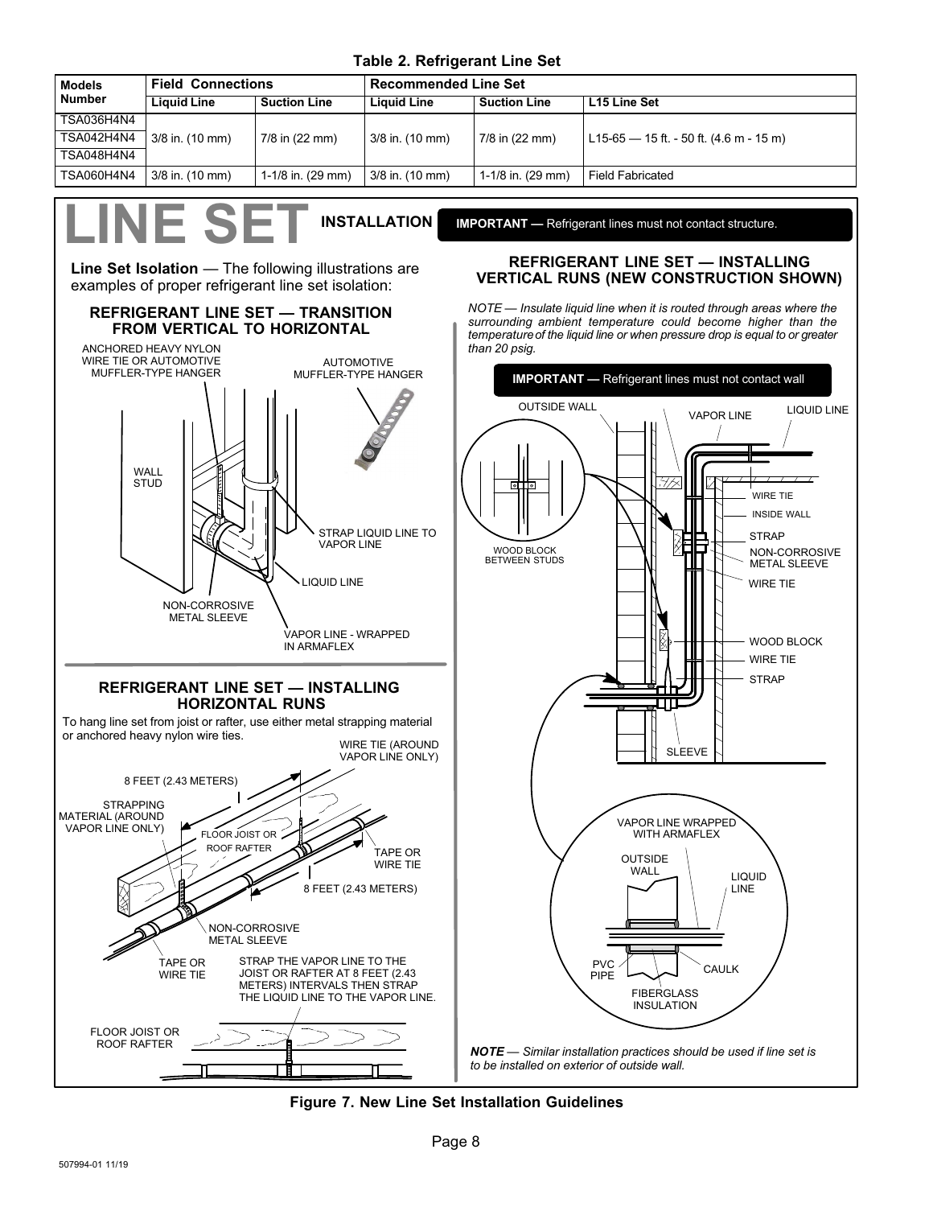**Table 2. Refrigerant Line Set**

| Models Number | Field Connections | | Recommended Line Set | | |
|---|---|---|---|---|---|
| | Liquid Line | Suction Line | Liquid Line | Suction Line | L15 Line Set |
| TSA036H4N4<br>TSA042H4N4<br>TSA048H4N4 | 3/8 in. (10 mm) | 7/8 in (22 mm) | 3/8 in. (10 mm) | 7/8 in (22 mm) | L15-65 — 15 ft. - 50 ft. (4.6 m - 15 m) |
| TSA060H4N4 | 3/8 in. (10 mm) | 1-1/8 in. (29 mm) | 3/8 in. (10 mm) | 1-1/8 in. (29 mm) | Field Fabricated |

# LINE SET INSTALLATION

**IMPORTANT —** Refrigerant lines must not contact structure.

**Line Set Isolation** — The following illustrations are examples of proper refrigerant line set isolation:

### REFRIGERANT LINE SET — TRANSITION FROM VERTICAL TO HORIZONTAL

ANCHORED HEAVY NYLON WIRE TIE OR AUTOMOTIVE MUFFLER-TYPE HANGER

AUTOMOTIVE MUFFLER-TYPE HANGER

WALL STUD

STRAP LIQUID LINE TO VAPOR LINE

LIQUID LINE

NON-CORROSIVE METAL SLEEVE

VAPOR LINE - WRAPPED IN ARMAFLEX

### REFRIGERANT LINE SET — INSTALLING HORIZONTAL RUNS

To hang line set from joist or rafter, use either metal strapping material or anchored heavy nylon wire ties.

WIRE TIE (AROUND VAPOR LINE ONLY)

8 FEET (2.43 METERS)

STRAPPING MATERIAL (AROUND VAPOR LINE ONLY)

FLOOR JOIST OR ROOF RAFTER

TAPE OR WIRE TIE

8 FEET (2.43 METERS)

NON-CORROSIVE METAL SLEEVE

TAPE OR WIRE TIE

STRAP THE VAPOR LINE TO THE JOIST OR RAFTER AT 8 FEET (2.43 METERS) INTERVALS THEN STRAP THE LIQUID LINE TO THE VAPOR LINE.

FLOOR JOIST OR ROOF RAFTER

### REFRIGERANT LINE SET — INSTALLING VERTICAL RUNS (NEW CONSTRUCTION SHOWN)

*NOTE — Insulate liquid line when it is routed through areas where the surrounding ambient temperature could become higher than the temperature of the liquid line or when pressure drop is equal to or greater than 20 psig.*

**IMPORTANT —** Refrigerant lines must not contact wall

OUTSIDE WALL

VAPOR LINE

LIQUID LINE

WIRE TIE

INSIDE WALL

STRAP

NON-CORROSIVE METAL SLEEVE

WIRE TIE

WOOD BLOCK BETWEEN STUDS

WOOD BLOCK

WIRE TIE

STRAP

SLEEVE

VAPOR LINE WRAPPED WITH ARMAFLEX

OUTSIDE WALL

LIQUID LINE

PVC PIPE

CAULK

FIBERGLASS INSULATION

***NOTE*** *— Similar installation practices should be used if line set is to be installed on exterior of outside wall.*

**Figure 7. New Line Set Installation Guidelines**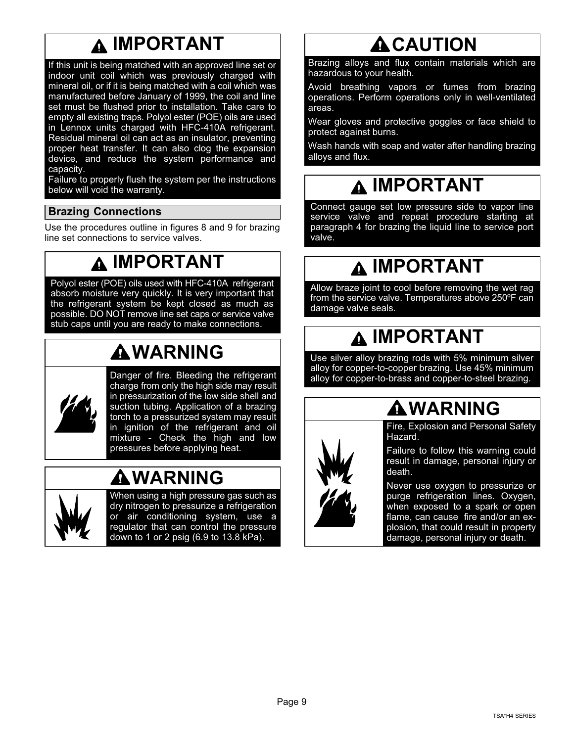## ⚠ IMPORTANT

If this unit is being matched with an approved line set or indoor unit coil which was previously charged with mineral oil, or if it is being matched with a coil which was manufactured before January of 1999, the coil and line set must be flushed prior to installation. Take care to empty all existing traps. Polyol ester (POE) oils are used in Lennox units charged with HFC-410A refrigerant. Residual mineral oil can act as an insulator, preventing proper heat transfer. It can also clog the expansion device, and reduce the system performance and capacity.

Failure to properly flush the system per the instructions below will void the warranty.

## Brazing Connections

Use the procedures outline in figures 8 and 9 for brazing line set connections to service valves.

## ⚠ IMPORTANT

Polyol ester (POE) oils used with HFC-410A refrigerant absorb moisture very quickly. It is very important that the refrigerant system be kept closed as much as possible. DO NOT remove line set caps or service valve stub caps until you are ready to make connections.

## ⚠ WARNING

Danger of fire. Bleeding the refrigerant charge from only the high side may result in pressurization of the low side shell and suction tubing. Application of a brazing torch to a pressurized system may result in ignition of the refrigerant and oil mixture - Check the high and low pressures before applying heat.

## ⚠ WARNING

When using a high pressure gas such as dry nitrogen to pressurize a refrigeration or air conditioning system, use a regulator that can control the pressure down to 1 or 2 psig (6.9 to 13.8 kPa).

## ⚠ CAUTION

Brazing alloys and flux contain materials which are hazardous to your health.

Avoid breathing vapors or fumes from brazing operations. Perform operations only in well-ventilated areas.

Wear gloves and protective goggles or face shield to protect against burns.

Wash hands with soap and water after handling brazing alloys and flux.

## ⚠ IMPORTANT

Connect gauge set low pressure side to vapor line service valve and repeat procedure starting at paragraph 4 for brazing the liquid line to service port valve.

## ⚠ IMPORTANT

Allow braze joint to cool before removing the wet rag from the service valve. Temperatures above 250ºF can damage valve seals.

## ⚠ IMPORTANT

Use silver alloy brazing rods with 5% minimum silver alloy for copper-to-copper brazing. Use 45% minimum alloy for copper-to-brass and copper-to-steel brazing.

## ⚠ WARNING

Fire, Explosion and Personal Safety Hazard.

Failure to follow this warning could result in damage, personal injury or death.

Never use oxygen to pressurize or purge refrigeration lines. Oxygen, when exposed to a spark or open flame, can cause fire and/or an explosion, that could result in property damage, personal injury or death.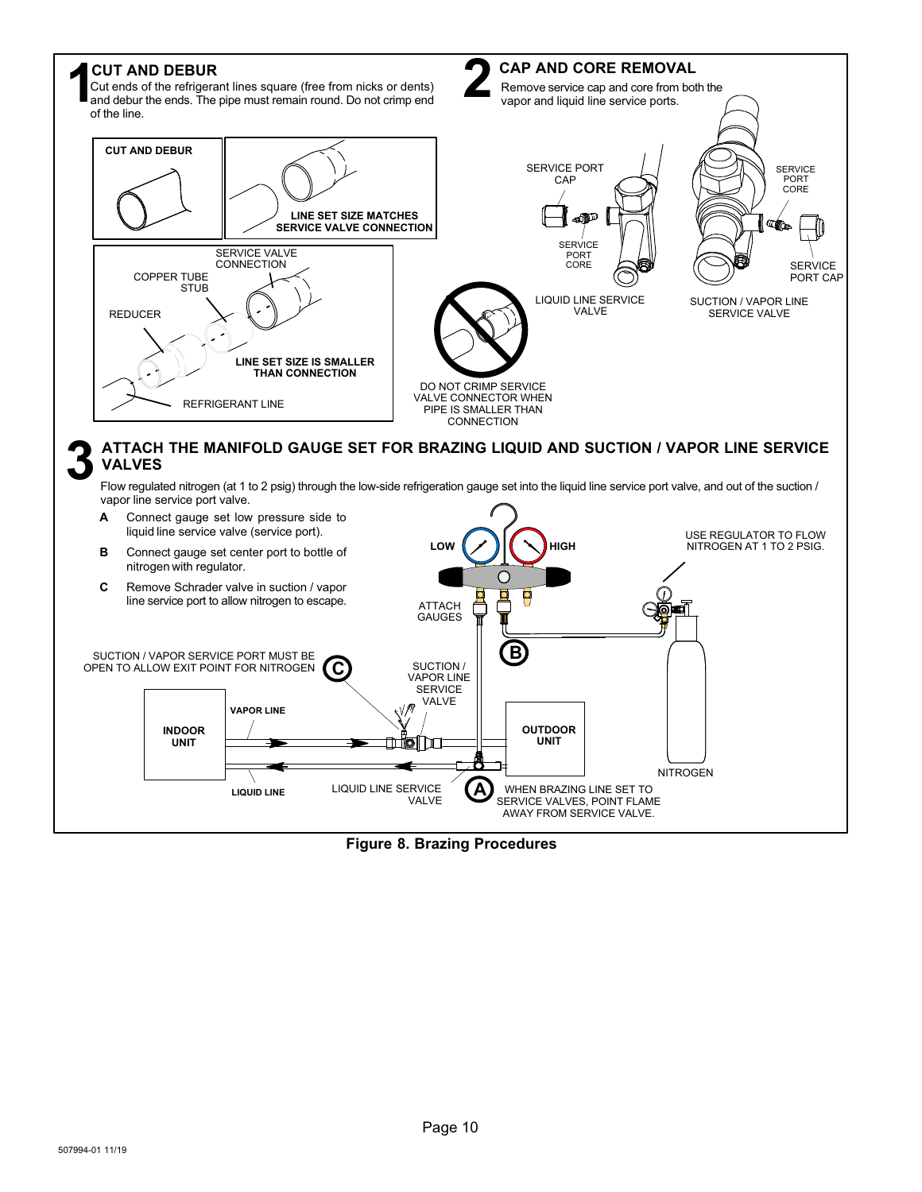## 1 CUT AND DEBUR

Cut ends of the refrigerant lines square (free from nicks or dents) and debur the ends. The pipe must remain round. Do not crimp end of the line.

**CUT AND DEBUR**

**LINE SET SIZE MATCHES SERVICE VALVE CONNECTION**

SERVICE VALVE CONNECTION

COPPER TUBE STUB

REDUCER

**LINE SET SIZE IS SMALLER THAN CONNECTION**

REFRIGERANT LINE

## 2 CAP AND CORE REMOVAL

Remove service cap and core from both the vapor and liquid line service ports.

SERVICE PORT CAP

SERVICE PORT CORE

LIQUID LINE SERVICE VALVE

SERVICE PORT CORE

SERVICE PORT CAP

SUCTION / VAPOR LINE SERVICE VALVE

DO NOT CRIMP SERVICE VALVE CONNECTOR WHEN PIPE IS SMALLER THAN CONNECTION

## 3 ATTACH THE MANIFOLD GAUGE SET FOR BRAZING LIQUID AND SUCTION / VAPOR LINE SERVICE VALVES

Flow regulated nitrogen (at 1 to 2 psig) through the low-side refrigeration gauge set into the liquid line service port valve, and out of the suction / vapor line service port valve.

**A** Connect gauge set low pressure side to liquid line service valve (service port).

**B** Connect gauge set center port to bottle of nitrogen with regulator.

**C** Remove Schrader valve in suction / vapor line service port to allow nitrogen to escape.

**LOW** **HIGH**

USE REGULATOR TO FLOW NITROGEN AT 1 TO 2 PSIG.

ATTACH GAUGES

SUCTION / VAPOR SERVICE PORT MUST BE OPEN TO ALLOW EXIT POINT FOR NITROGEN

SUCTION / VAPOR LINE SERVICE VALVE

**INDOOR UNIT**

**VAPOR LINE**

**OUTDOOR UNIT**

**LIQUID LINE**

LIQUID LINE SERVICE VALVE

NITROGEN

WHEN BRAZING LINE SET TO SERVICE VALVES, POINT FLAME AWAY FROM SERVICE VALVE.

**Figure 8. Brazing Procedures**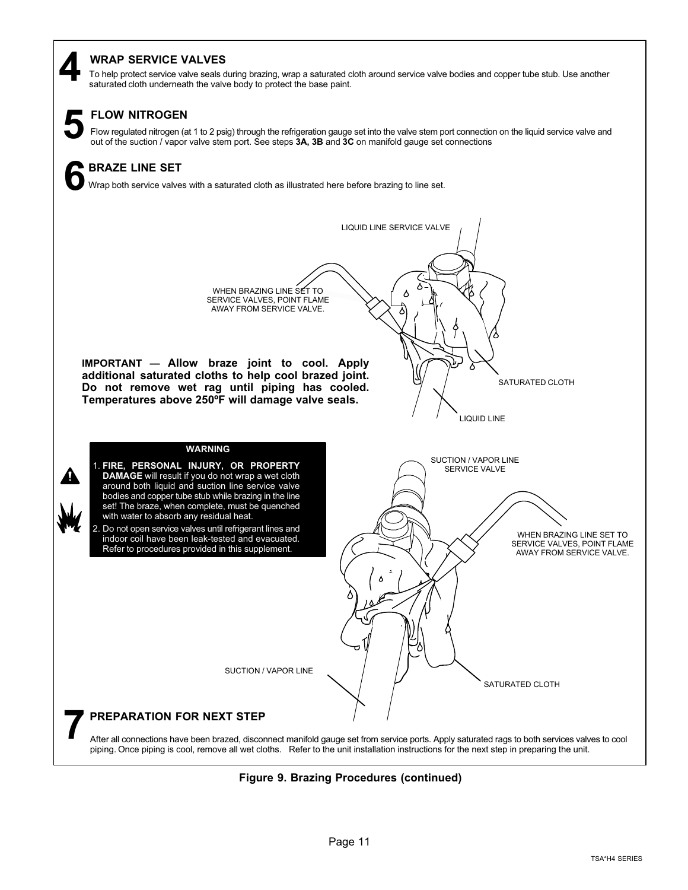## 4 WRAP SERVICE VALVES

To help protect service valve seals during brazing, wrap a saturated cloth around service valve bodies and copper tube stub. Use another saturated cloth underneath the valve body to protect the base paint.

## 5 FLOW NITROGEN

Flow regulated nitrogen (at 1 to 2 psig) through the refrigeration gauge set into the valve stem port connection on the liquid service valve and out of the suction / vapor valve stem port. See steps **3A, 3B** and **3C** on manifold gauge set connections

## 6 BRAZE LINE SET

Wrap both service valves with a saturated cloth as illustrated here before brazing to line set.

LIQUID LINE SERVICE VALVE

WHEN BRAZING LINE SET TO SERVICE VALVES, POINT FLAME AWAY FROM SERVICE VALVE.

SATURATED CLOTH

LIQUID LINE

**IMPORTANT — Allow braze joint to cool. Apply additional saturated cloths to help cool brazed joint. Do not remove wet rag until piping has cooled. Temperatures above 250ºF will damage valve seals.**

**WARNING**

1. **FIRE, PERSONAL INJURY, OR PROPERTY DAMAGE** will result if you do not wrap a wet cloth around both liquid and suction line service valve bodies and copper tube stub while brazing in the line set! The braze, when complete, must be quenched with water to absorb any residual heat.
2. Do not open service valves until refrigerant lines and indoor coil have been leak-tested and evacuated. Refer to procedures provided in this supplement.

SUCTION / VAPOR LINE SERVICE VALVE

WHEN BRAZING LINE SET TO SERVICE VALVES, POINT FLAME AWAY FROM SERVICE VALVE.

SUCTION / VAPOR LINE

SATURATED CLOTH

## 7 PREPARATION FOR NEXT STEP

After all connections have been brazed, disconnect manifold gauge set from service ports. Apply saturated rags to both services valves to cool piping. Once piping is cool, remove all wet cloths. Refer to the unit installation instructions for the next step in preparing the unit.

**Figure 9. Brazing Procedures (continued)**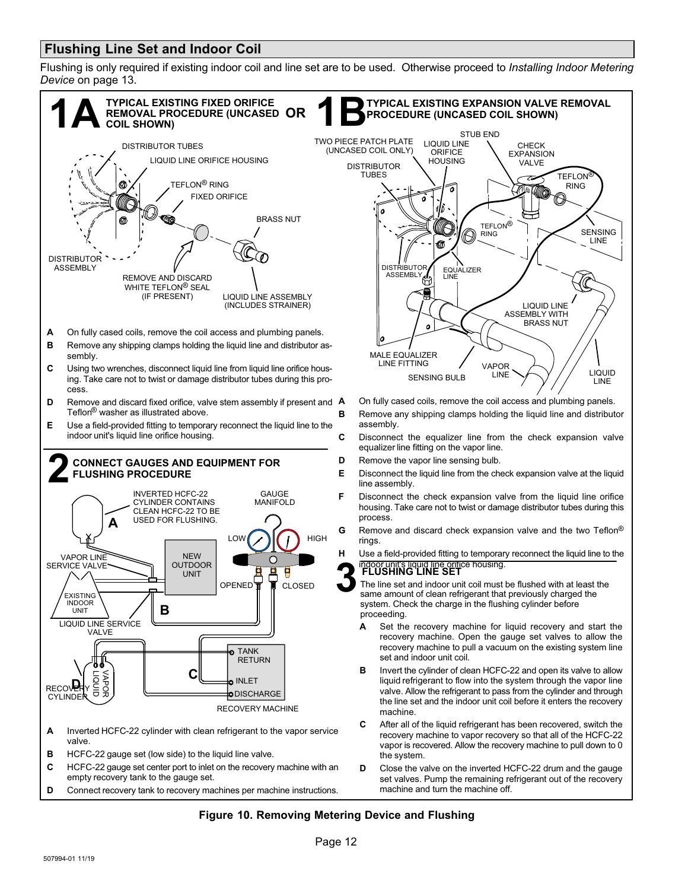## Flushing Line Set and Indoor Coil

Flushing is only required if existing indoor coil and line set are to be used. Otherwise proceed to *Installing Indoor Metering Device* on page 13.

### 1A TYPICAL EXISTING FIXED ORIFICE REMOVAL PROCEDURE (UNCASED COIL SHOWN) OR

DISTRIBUTOR TUBES
LIQUID LINE ORIFICE HOUSING
TEFLON® RING
FIXED ORIFICE
BRASS NUT
DISTRIBUTOR ASSEMBLY
REMOVE AND DISCARD WHITE TEFLON® SEAL (IF PRESENT)
LIQUID LINE ASSEMBLY (INCLUDES STRAINER)

- **A** On fully cased coils, remove the coil access and plumbing panels.
- **B** Remove any shipping clamps holding the liquid line and distributor assembly.
- **C** Using two wrenches, disconnect liquid line from liquid line orifice housing. Take care not to twist or damage distributor tubes during this process.
- **D** Remove and discard fixed orifice, valve stem assembly if present and Teflon® washer as illustrated above.
- **E** Use a field-provided fitting to temporary reconnect the liquid line to the indoor unit's liquid line orifice housing.

### 1B TYPICAL EXISTING EXPANSION VALVE REMOVAL PROCEDURE (UNCASED COIL SHOWN)

TWO PIECE PATCH PLATE (UNCASED COIL ONLY)
LIQUID LINE ORIFICE HOUSING
STUB END
CHECK EXPANSION VALVE
TEFLON® RING
DISTRIBUTOR TUBES
TEFLON® RING
SENSING LINE
DISTRIBUTOR ASSEMBLY
EQUALIZER LINE
LIQUID LINE ASSEMBLY WITH BRASS NUT
MALE EQUALIZER LINE FITTING
VAPOR LINE
SENSING BULB
LIQUID LINE

- **A** On fully cased coils, remove the coil access and plumbing panels.
- **B** Remove any shipping clamps holding the liquid line and distributor assembly.
- **C** Disconnect the equalizer line from the check expansion valve equalizer line fitting on the vapor line.
- **D** Remove the vapor line sensing bulb.
- **E** Disconnect the liquid line from the check expansion valve at the liquid line assembly.
- **F** Disconnect the check expansion valve from the liquid line orifice housing. Take care not to twist or damage distributor tubes during this process.
- **G** Remove and discard check expansion valve and the two Teflon® rings.
- **H** Use a field-provided fitting to temporary reconnect the liquid line to the indoor unit's liquid line orifice housing.

### 2 CONNECT GAUGES AND EQUIPMENT FOR FLUSHING PROCEDURE

INVERTED HCFC-22 CYLINDER CONTAINS CLEAN HCFC-22 TO BE USED FOR FLUSHING.
GAUGE MANIFOLD
LOW
HIGH
VAPOR LINE SERVICE VALVE
NEW OUTDOOR UNIT
OPENED
CLOSED
EXISTING INDOOR UNIT
LIQUID LINE SERVICE VALVE
TANK RETURN
INLET
DISCHARGE
RECOVERY CYLINDER
VAPOR
LIQUID
RECOVERY MACHINE

- **A** Inverted HCFC-22 cylinder with clean refrigerant to the vapor service valve.
- **B** HCFC-22 gauge set (low side) to the liquid line valve.
- **C** HCFC-22 gauge set center port to inlet on the recovery machine with an empty recovery tank to the gauge set.
- **D** Connect recovery tank to recovery machines per machine instructions.

### 3 FLUSHING LINE SET

The line set and indoor unit coil must be flushed with at least the same amount of clean refrigerant that previously charged the system. Check the charge in the flushing cylinder before proceeding.

- **A** Set the recovery machine for liquid recovery and start the recovery machine. Open the gauge set valves to allow the recovery machine to pull a vacuum on the existing system line set and indoor unit coil.
- **B** Invert the cylinder of clean HCFC-22 and open its valve to allow liquid refrigerant to flow into the system through the vapor line valve. Allow the refrigerant to pass from the cylinder and through the line set and the indoor unit coil before it enters the recovery machine.
- **C** After all of the liquid refrigerant has been recovered, switch the recovery machine to vapor recovery so that all of the HCFC-22 vapor is recovered. Allow the recovery machine to pull down to 0 the system.
- **D** Close the valve on the inverted HCFC-22 drum and the gauge set valves. Pump the remaining refrigerant out of the recovery machine and turn the machine off.

**Figure 10. Removing Metering Device and Flushing**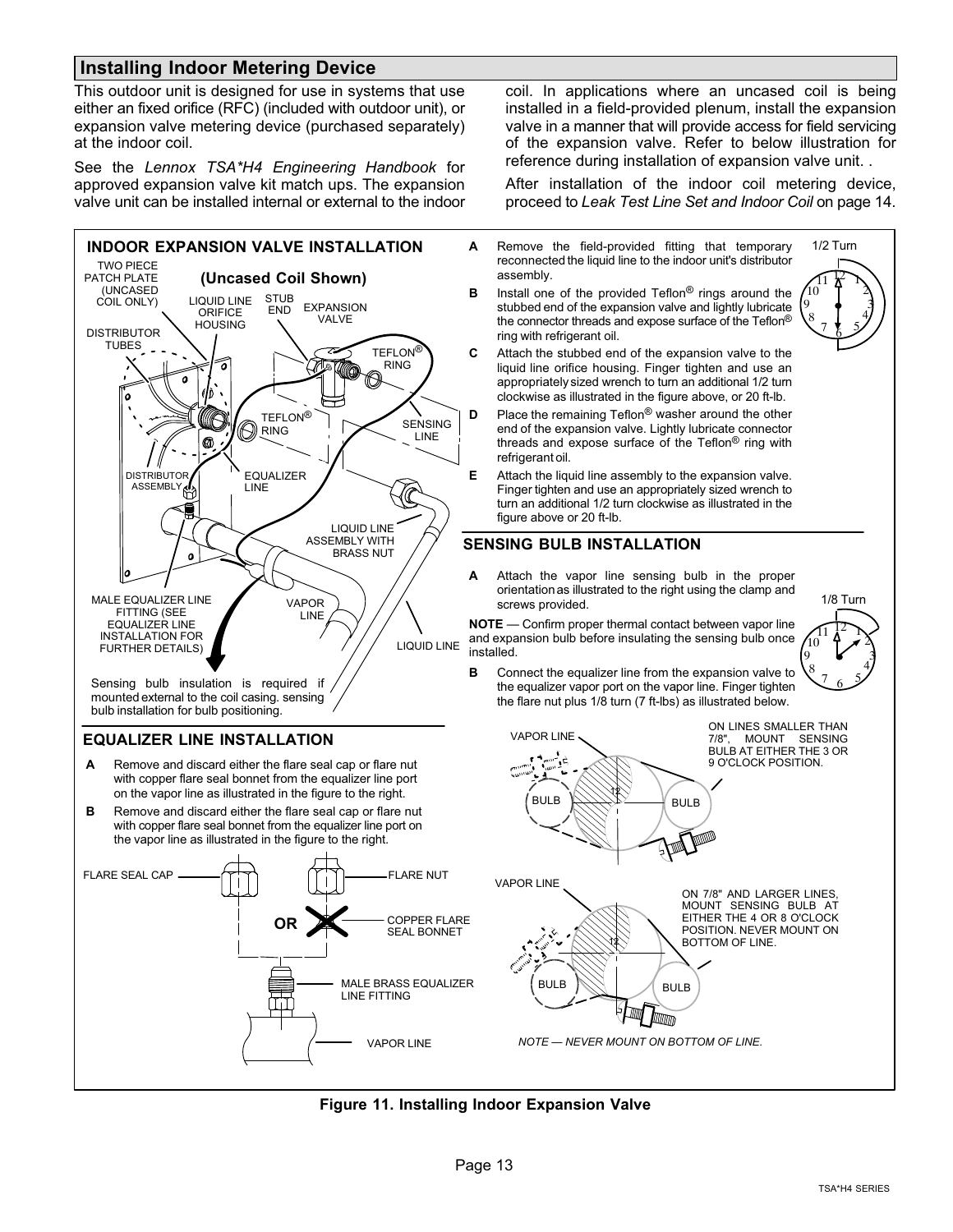## Installing Indoor Metering Device

This outdoor unit is designed for use in systems that use either an fixed orifice (RFC) (included with outdoor unit), or expansion valve metering device (purchased separately) at the indoor coil.

See the *Lennox TSA*H4 Engineering Handbook* for approved expansion valve kit match ups. The expansion valve unit can be installed internal or external to the indoor coil. In applications where an uncased coil is being installed in a field-provided plenum, install the expansion valve in a manner that will provide access for field servicing of the expansion valve. Refer to below illustration for reference during installation of expansion valve unit. .

After installation of the indoor coil metering device, proceed to *Leak Test Line Set and Indoor Coil* on page 14.

### INDOOR EXPANSION VALVE INSTALLATION

**(Uncased Coil Shown)**

TWO PIECE PATCH PLATE (UNCASED COIL ONLY)
LIQUID LINE ORIFICE HOUSING
STUB END
EXPANSION VALVE
DISTRIBUTOR TUBES
TEFLON® RING
TEFLON® RING
SENSING LINE
DISTRIBUTOR ASSEMBLY
EQUALIZER LINE
LIQUID LINE ASSEMBLY WITH BRASS NUT
MALE EQUALIZER LINE FITTING (SEE EQUALIZER LINE INSTALLATION FOR FURTHER DETAILS)
VAPOR LINE
LIQUID LINE

Sensing bulb insulation is required if mounted external to the coil casing. sensing bulb installation for bulb positioning.

**A** Remove the field-provided fitting that temporary reconnected the liquid line to the indoor unit's distributor assembly.

**B** Install one of the provided Teflon® rings around the stubbed end of the expansion valve and lightly lubricate the connector threads and expose surface of the Teflon® ring with refrigerant oil.

**C** Attach the stubbed end of the expansion valve to the liquid line orifice housing. Finger tighten and use an appropriately sized wrench to turn an additional 1/2 turn clockwise as illustrated in the figure above, or 20 ft-lb.

**D** Place the remaining Teflon® washer around the other end of the expansion valve. Lightly lubricate connector threads and expose surface of the Teflon® ring with refrigerant oil.

**E** Attach the liquid line assembly to the expansion valve. Finger tighten and use an appropriately sized wrench to turn an additional 1/2 turn clockwise as illustrated in the figure above or 20 ft-lb.

1/2 Turn

### SENSING BULB INSTALLATION

**A** Attach the vapor line sensing bulb in the proper orientation as illustrated to the right using the clamp and screws provided.

**NOTE** — Confirm proper thermal contact between vapor line and expansion bulb before insulating the sensing bulb once installed.

**B** Connect the equalizer line from the expansion valve to the equalizer vapor port on the vapor line. Finger tighten the flare nut plus 1/8 turn (7 ft-lbs) as illustrated below.

1/8 Turn

VAPOR LINE
BULB
BULB
ON LINES SMALLER THAN 7/8", MOUNT SENSING BULB AT EITHER THE 3 OR 9 O'CLOCK POSITION.

VAPOR LINE
BULB
BULB
ON 7/8" AND LARGER LINES, MOUNT SENSING BULB AT EITHER THE 4 OR 8 O'CLOCK POSITION. NEVER MOUNT ON BOTTOM OF LINE.

*NOTE — NEVER MOUNT ON BOTTOM OF LINE.*

### EQUALIZER LINE INSTALLATION

**A** Remove and discard either the flare seal cap or flare nut with copper flare seal bonnet from the equalizer line port on the vapor line as illustrated in the figure to the right.

**B** Remove and discard either the flare seal cap or flare nut with copper flare seal bonnet from the equalizer line port on the vapor line as illustrated in the figure to the right.

FLARE SEAL CAP
OR
FLARE NUT
COPPER FLARE SEAL BONNET
MALE BRASS EQUALIZER LINE FITTING
VAPOR LINE

**Figure 11. Installing Indoor Expansion Valve**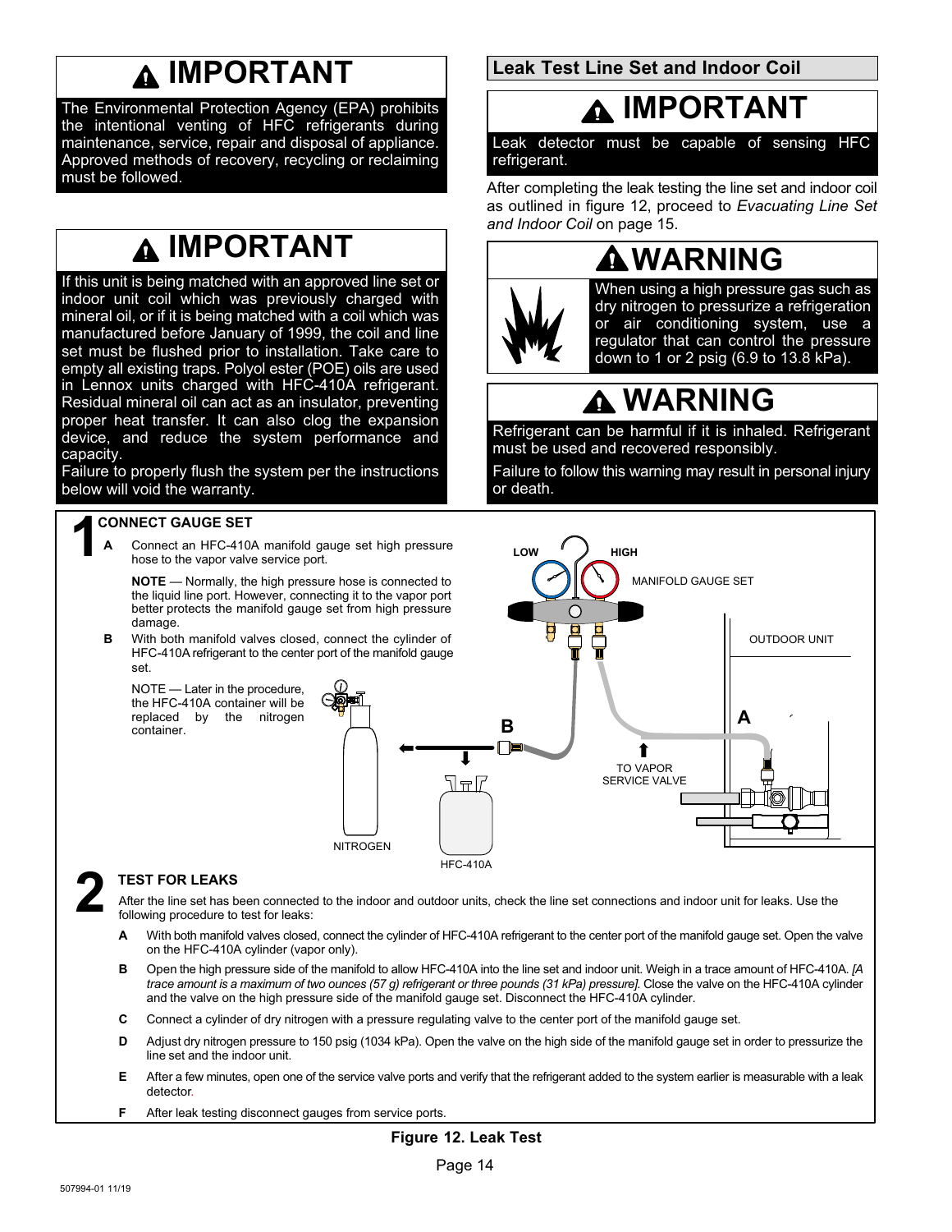## ⚠ IMPORTANT

The Environmental Protection Agency (EPA) prohibits the intentional venting of HFC refrigerants during maintenance, service, repair and disposal of appliance. Approved methods of recovery, recycling or reclaiming must be followed.

## ⚠ IMPORTANT

If this unit is being matched with an approved line set or indoor unit coil which was previously charged with mineral oil, or if it is being matched with a coil which was manufactured before January of 1999, the coil and line set must be flushed prior to installation. Take care to empty all existing traps. Polyol ester (POE) oils are used in Lennox units charged with HFC-410A refrigerant. Residual mineral oil can act as an insulator, preventing proper heat transfer. It can also clog the expansion device, and reduce the system performance and capacity.

Failure to properly flush the system per the instructions below will void the warranty.

## Leak Test Line Set and Indoor Coil

## ⚠ IMPORTANT

Leak detector must be capable of sensing HFC refrigerant.

After completing the leak testing the line set and indoor coil as outlined in figure 12, proceed to *Evacuating Line Set and Indoor Coil* on page 15.

## ⚠ WARNING

When using a high pressure gas such as dry nitrogen to pressurize a refrigeration or air conditioning system, use a regulator that can control the pressure down to 1 or 2 psig (6.9 to 13.8 kPa).

## ⚠ WARNING

Refrigerant can be harmful if it is inhaled. Refrigerant must be used and recovered responsibly.

Failure to follow this warning may result in personal injury or death.

### 1 CONNECT GAUGE SET

**A** Connect an HFC-410A manifold gauge set high pressure hose to the vapor valve service port.

**NOTE** — Normally, the high pressure hose is connected to the liquid line port. However, connecting it to the vapor port better protects the manifold gauge set from high pressure damage.

**B** With both manifold valves closed, connect the cylinder of HFC-410A refrigerant to the center port of the manifold gauge set.

NOTE — Later in the procedure, the HFC-410A container will be replaced by the nitrogen container.

LOW HIGH MANIFOLD GAUGE SET OUTDOOR UNIT A B TO VAPOR SERVICE VALVE NITROGEN HFC-410A

### 2 TEST FOR LEAKS

After the line set has been connected to the indoor and outdoor units, check the line set connections and indoor unit for leaks. Use the following procedure to test for leaks:

**A** With both manifold valves closed, connect the cylinder of HFC-410A refrigerant to the center port of the manifold gauge set. Open the valve on the HFC-410A cylinder (vapor only).

**B** Open the high pressure side of the manifold to allow HFC-410A into the line set and indoor unit. Weigh in a trace amount of HFC-410A. *[A trace amount is a maximum of two ounces (57 g) refrigerant or three pounds (31 kPa) pressure].* Close the valve on the HFC-410A cylinder and the valve on the high pressure side of the manifold gauge set. Disconnect the HFC-410A cylinder.

**C** Connect a cylinder of dry nitrogen with a pressure regulating valve to the center port of the manifold gauge set.

**D** Adjust dry nitrogen pressure to 150 psig (1034 kPa). Open the valve on the high side of the manifold gauge set in order to pressurize the line set and the indoor unit.

**E** After a few minutes, open one of the service valve ports and verify that the refrigerant added to the system earlier is measurable with a leak detector.

**F** After leak testing disconnect gauges from service ports.

**Figure 12. Leak Test**

507994-01 11/19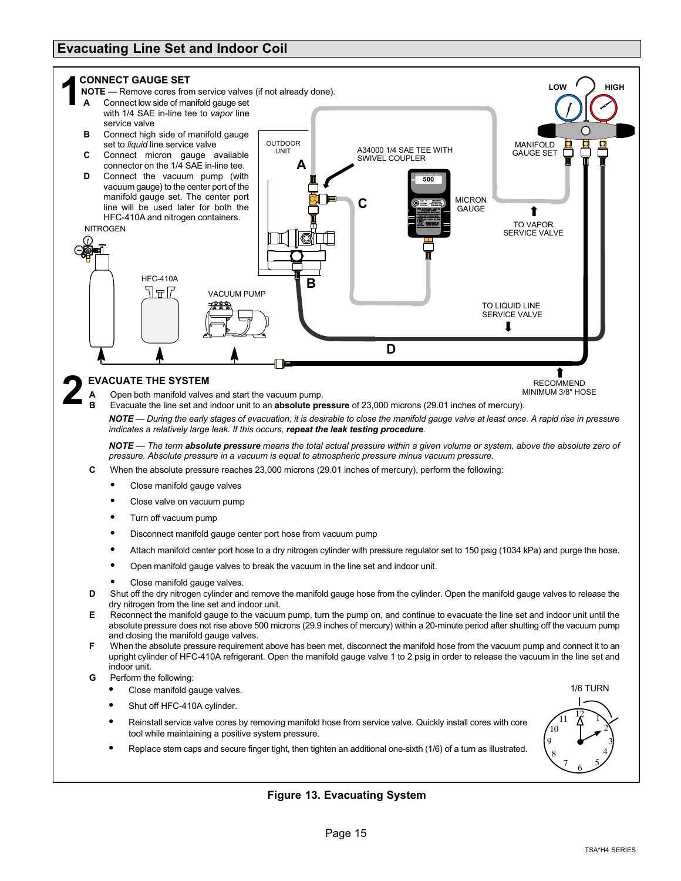## Evacuating Line Set and Indoor Coil

**1 CONNECT GAUGE SET**

**NOTE** — Remove cores from service valves (if not already done).

- **A** Connect low side of manifold gauge set with 1/4 SAE in-line tee to *vapor* line service valve
- **B** Connect high side of manifold gauge set to *liquid* line service valve
- **C** Connect micron gauge available connector on the 1/4 SAE in-line tee.
- **D** Connect the vacuum pump (with vacuum gauge) to the center port of the manifold gauge set. The center port line will be used later for both the HFC-410A and nitrogen containers.

NITROGEN

HFC-410A

VACUUM PUMP

OUTDOOR UNIT

A34000 1/4 SAE TEE WITH SWIVEL COUPLER

500

MICRON GAUGE

LOW HIGH

MANIFOLD GAUGE SET

TO VAPOR SERVICE VALVE

TO LIQUID LINE SERVICE VALVE

RECOMMEND MINIMUM 3/8" HOSE

**2 EVACUATE THE SYSTEM**

- **A** Open both manifold valves and start the vacuum pump.
- **B** Evacuate the line set and indoor unit to an **absolute pressure** of 23,000 microns (29.01 inches of mercury).

  ***NOTE** — During the early stages of evacuation, it is desirable to close the manifold gauge valve at least once. A rapid rise in pressure indicates a relatively large leak. If this occurs,* ***repeat the leak testing procedure**.*

  ***NOTE** — The term* ***absolute pressure*** *means the total actual pressure within a given volume or system, above the absolute zero of pressure. Absolute pressure in a vacuum is equal to atmospheric pressure minus vacuum pressure.*

- **C** When the absolute pressure reaches 23,000 microns (29.01 inches of mercury), perform the following:
  - Close manifold gauge valves
  - Close valve on vacuum pump
  - Turn off vacuum pump
  - Disconnect manifold gauge center port hose from vacuum pump
  - Attach manifold center port hose to a dry nitrogen cylinder with pressure regulator set to 150 psig (1034 kPa) and purge the hose.
  - Open manifold gauge valves to break the vacuum in the line set and indoor unit.
  - Close manifold gauge valves.
- **D** Shut off the dry nitrogen cylinder and remove the manifold gauge hose from the cylinder. Open the manifold gauge valves to release the dry nitrogen from the line set and indoor unit.
- **E** Reconnect the manifold gauge to the vacuum pump, turn the pump on, and continue to evacuate the line set and indoor unit until the absolute pressure does not rise above 500 microns (29.9 inches of mercury) within a 20-minute period after shutting off the vacuum pump and closing the manifold gauge valves.
- **F** When the absolute pressure requirement above has been met, disconnect the manifold hose from the vacuum pump and connect it to an upright cylinder of HFC-410A refrigerant. Open the manifold gauge valve 1 to 2 psig in order to release the vacuum in the line set and indoor unit.
- **G** Perform the following:
  - Close manifold gauge valves.
  - Shut off HFC-410A cylinder.
  - Reinstall service valve cores by removing manifold hose from service valve. Quickly install cores with core tool while maintaining a positive system pressure.
  - Replace stem caps and secure finger tight, then tighten an additional one-sixth (1/6) of a turn as illustrated.

1/6 TURN

**Figure 13. Evacuating System**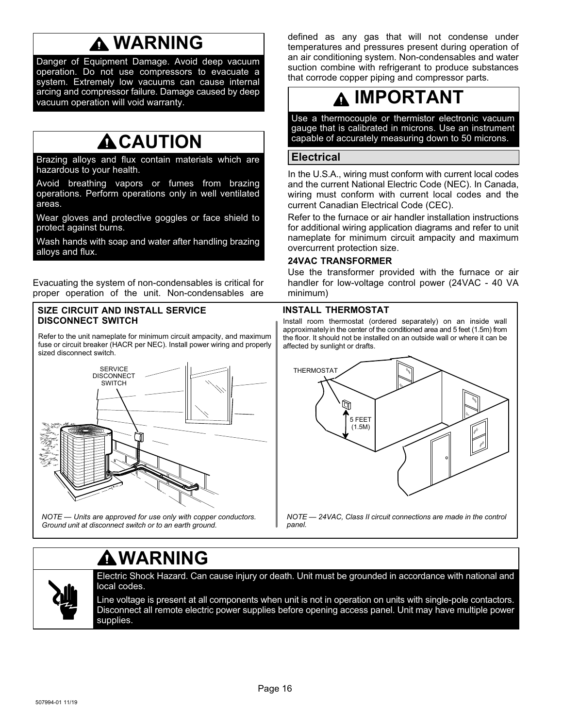## ⚠ WARNING

Danger of Equipment Damage. Avoid deep vacuum operation. Do not use compressors to evacuate a system. Extremely low vacuums can cause internal arcing and compressor failure. Damage caused by deep vacuum operation will void warranty.

## ⚠ CAUTION

Brazing alloys and flux contain materials which are hazardous to your health.

Avoid breathing vapors or fumes from brazing operations. Perform operations only in well ventilated areas.

Wear gloves and protective goggles or face shield to protect against burns.

Wash hands with soap and water after handling brazing alloys and flux.

Evacuating the system of non-condensables is critical for proper operation of the unit. Non-condensables are defined as any gas that will not condense under temperatures and pressures present during operation of an air conditioning system. Non-condensables and water suction combine with refrigerant to produce substances that corrode copper piping and compressor parts.

## ⚠ IMPORTANT

Use a thermocouple or thermistor electronic vacuum gauge that is calibrated in microns. Use an instrument capable of accurately measuring down to 50 microns.

## Electrical

In the U.S.A., wiring must conform with current local codes and the current National Electric Code (NEC). In Canada, wiring must conform with current local codes and the current Canadian Electrical Code (CEC).

Refer to the furnace or air handler installation instructions for additional wiring application diagrams and refer to unit nameplate for minimum circuit ampacity and maximum overcurrent protection size.

### 24VAC TRANSFORMER

Use the transformer provided with the furnace or air handler for low-voltage control power (24VAC - 40 VA minimum)

### SIZE CIRCUIT AND INSTALL SERVICE DISCONNECT SWITCH

Refer to the unit nameplate for minimum circuit ampacity, and maximum fuse or circuit breaker (HACR per NEC). Install power wiring and properly sized disconnect switch.

SERVICE DISCONNECT SWITCH

*NOTE — Units are approved for use only with copper conductors. Ground unit at disconnect switch or to an earth ground.*

### INSTALL THERMOSTAT

Install room thermostat (ordered separately) on an inside wall approximately in the center of the conditioned area and 5 feet (1.5m) from the floor. It should not be installed on an outside wall or where it can be affected by sunlight or drafts.

THERMOSTAT

5 FEET (1.5M)

*NOTE — 24VAC, Class II circuit connections are made in the control panel.*

## ⚠ WARNING

Electric Shock Hazard. Can cause injury or death. Unit must be grounded in accordance with national and local codes.

Line voltage is present at all components when unit is not in operation on units with single-pole contactors. Disconnect all remote electric power supplies before opening access panel. Unit may have multiple power supplies.

507994-01 11/19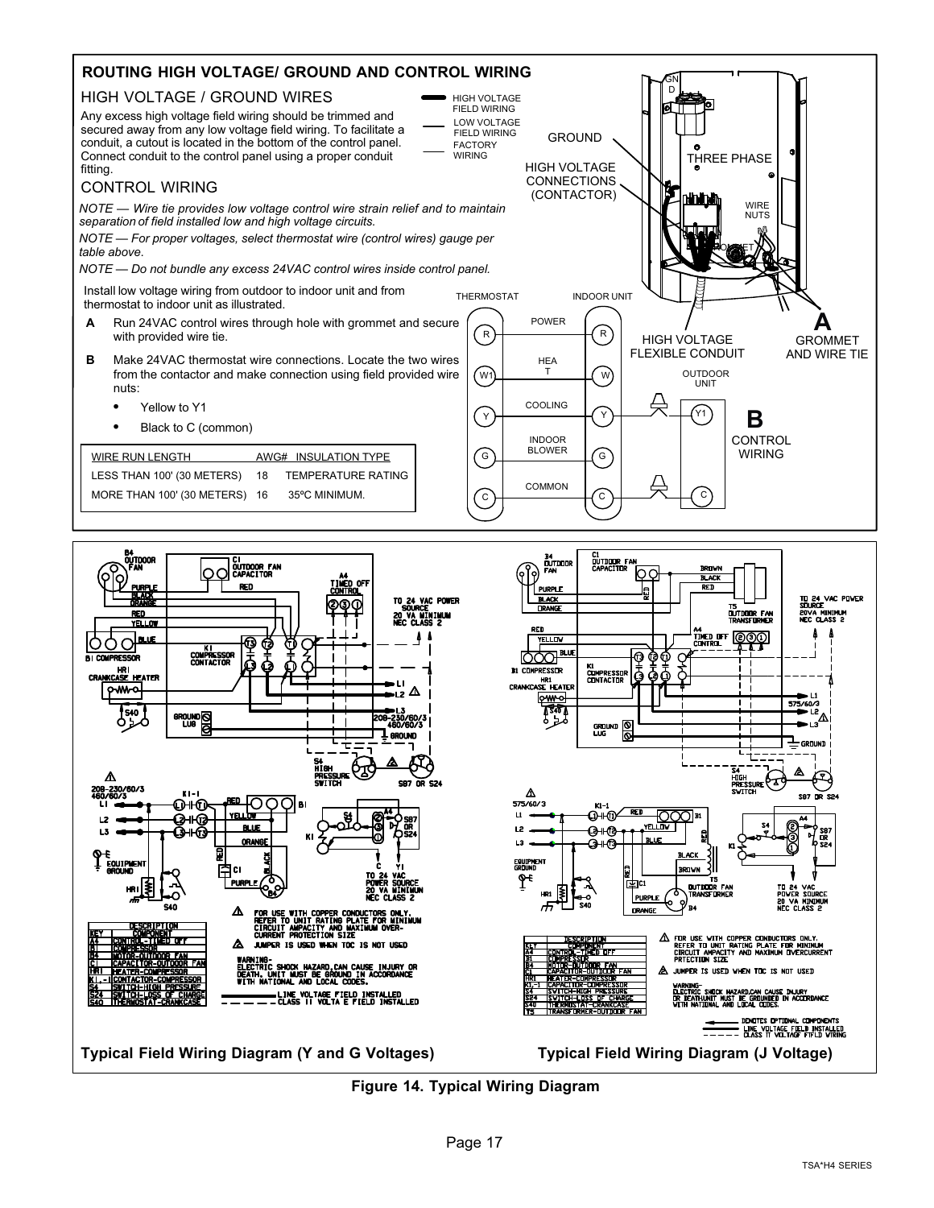## ROUTING HIGH VOLTAGE/ GROUND AND CONTROL WIRING

### HIGH VOLTAGE / GROUND WIRES

Any excess high voltage field wiring should be trimmed and secured away from any low voltage field wiring. To facilitate a conduit, a cutout is located in the bottom of the control panel. Connect conduit to the control panel using a proper conduit fitting.

### CONTROL WIRING

*NOTE — Wire tie provides low voltage control wire strain relief and to maintain separation of field installed low and high voltage circuits.*

*NOTE — For proper voltages, select thermostat wire (control wires) gauge per table above.*

*NOTE — Do not bundle any excess 24VAC control wires inside control panel.*

Install low voltage wiring from outdoor to indoor unit and from thermostat to indoor unit as illustrated.

**A** Run 24VAC control wires through hole with grommet and secure with provided wire tie.

**B** Make 24VAC thermostat wire connections. Locate the two wires from the contactor and make connection using field provided wire nuts:

- Yellow to Y1
- Black to C (common)

| WIRE RUN LENGTH | AWG# | INSULATION TYPE |
|---|---|---|
| LESS THAN 100' (30 METERS) | 18 | TEMPERATURE RATING |
| MORE THAN 100' (30 METERS) | 16 | 35ºC MINIMUM. |

Typical Field Wiring Diagram (Y and G Voltages)

Typical Field Wiring Diagram (J Voltage)

**Figure 14. Typical Wiring Diagram**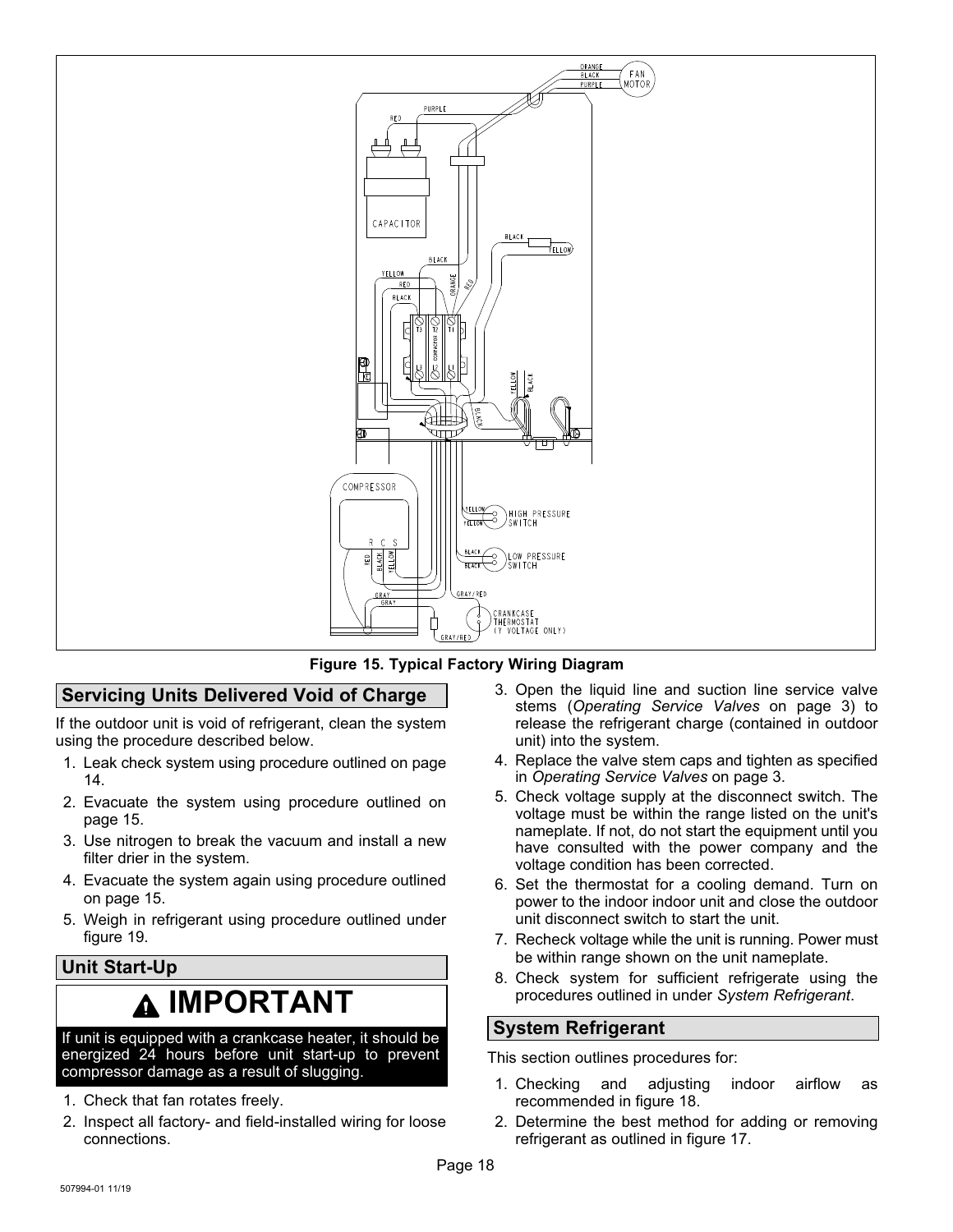Figure 15. Typical Factory Wiring Diagram

## Servicing Units Delivered Void of Charge

If the outdoor unit is void of refrigerant, clean the system using the procedure described below.

1. Leak check system using procedure outlined on page 14.
2. Evacuate the system using procedure outlined on page 15.
3. Use nitrogen to break the vacuum and install a new filter drier in the system.
4. Evacuate the system again using procedure outlined on page 15.
5. Weigh in refrigerant using procedure outlined under figure 19.

## Unit Start-Up

**IMPORTANT**

If unit is equipped with a crankcase heater, it should be energized 24 hours before unit start-up to prevent compressor damage as a result of slugging.

1. Check that fan rotates freely.
2. Inspect all factory- and field-installed wiring for loose connections.
3. Open the liquid line and suction line service valve stems (*Operating Service Valves* on page 3) to release the refrigerant charge (contained in outdoor unit) into the system.
4. Replace the valve stem caps and tighten as specified in *Operating Service Valves* on page 3.
5. Check voltage supply at the disconnect switch. The voltage must be within the range listed on the unit's nameplate. If not, do not start the equipment until you have consulted with the power company and the voltage condition has been corrected.
6. Set the thermostat for a cooling demand. Turn on power to the indoor indoor unit and close the outdoor unit disconnect switch to start the unit.
7. Recheck voltage while the unit is running. Power must be within range shown on the unit nameplate.
8. Check system for sufficient refrigerate using the procedures outlined in under *System Refrigerant*.

## System Refrigerant

This section outlines procedures for:

1. Checking and adjusting indoor airflow as recommended in figure 18.
2. Determine the best method for adding or removing refrigerant as outlined in figure 17.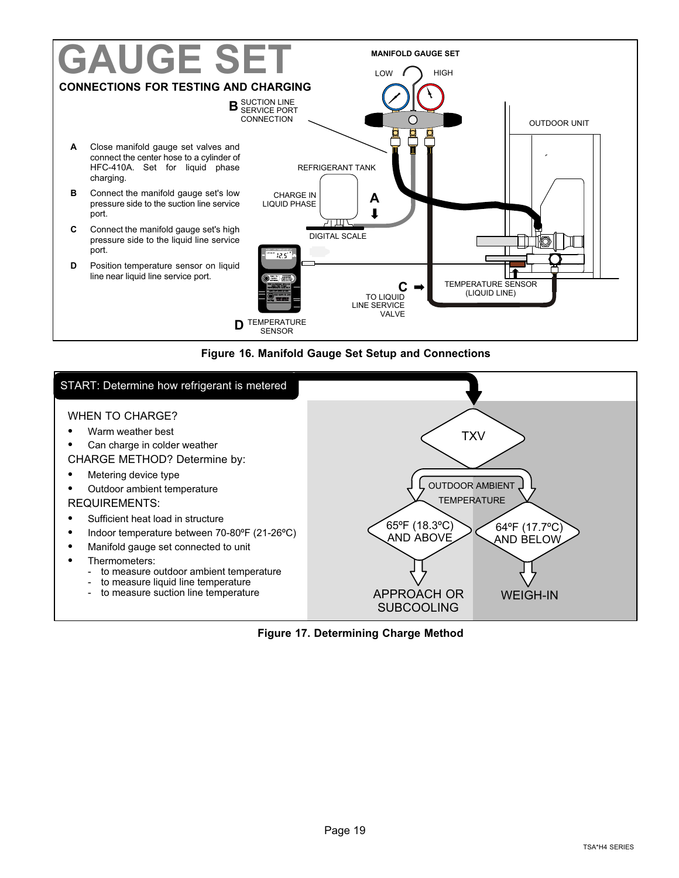# GAUGE SET

## CONNECTIONS FOR TESTING AND CHARGING

**A** Close manifold gauge set valves and connect the center hose to a cylinder of HFC-410A. Set for liquid phase charging.

**B** Connect the manifold gauge set's low pressure side to the suction line service port.

**C** Connect the manifold gauge set's high pressure side to the liquid line service port.

**D** Position temperature sensor on liquid line near liquid line service port.

MANIFOLD GAUGE SET

LOW HIGH

**B** SUCTION LINE SERVICE PORT CONNECTION

OUTDOOR UNIT

REFRIGERANT TANK

CHARGE IN LIQUID PHASE **A**

DIGITAL SCALE

**C** TO LIQUID LINE SERVICE VALVE

TEMPERATURE SENSOR (LIQUID LINE)

**D** TEMPERATURE SENSOR

**Figure 16. Manifold Gauge Set Setup and Connections**

START: Determine how refrigerant is metered

WHEN TO CHARGE?

- Warm weather best
- Can charge in colder weather

CHARGE METHOD? Determine by:

- Metering device type
- Outdoor ambient temperature

REQUIREMENTS:

- Sufficient heat load in structure
- Indoor temperature between 70-80ºF (21-26ºC)
- Manifold gauge set connected to unit
- Thermometers:
  - to measure outdoor ambient temperature
  - to measure liquid line temperature
  - to measure suction line temperature

TXV

OUTDOOR AMBIENT TEMPERATURE

65ºF (18.3ºC) AND ABOVE → APPROACH OR SUBCOOLING

64ºF (17.7ºC) AND BELOW → WEIGH-IN

**Figure 17. Determining Charge Method**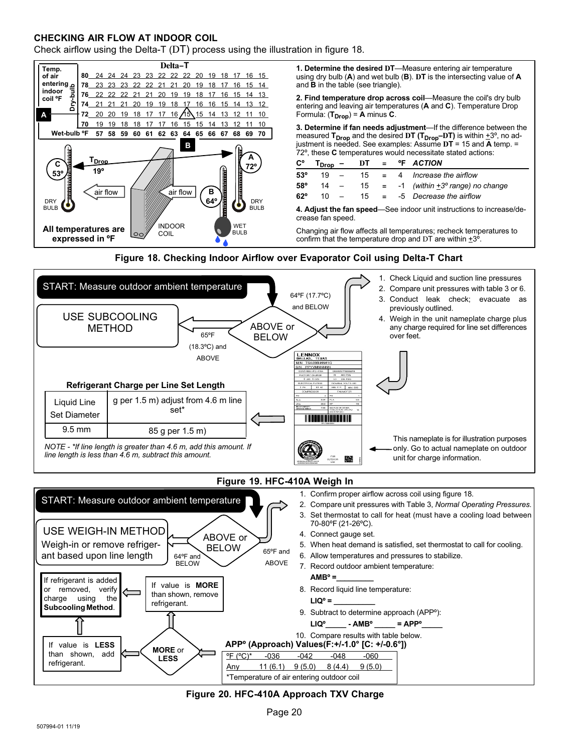## CHECKING AIR FLOW AT INDOOR COIL

Check airflow using the Delta-T (DT) process using the illustration in figure 18.

**Delta−T**

| Temp. of air entering indoor coil °F (Dry-bulb) | | | | | | | | | | | | | | |
|---|---|---|---|---|---|---|---|---|---|---|---|---|---|---|
| 80 | 24 | 24 | 24 | 23 | 23 | 22 | 22 | 22 | 20 | 19 | 18 | 17 | 16 | 15 |
| 78 | 23 | 23 | 23 | 22 | 22 | 21 | 21 | 20 | 19 | 18 | 17 | 16 | 15 | 14 |
| 76 | 22 | 22 | 22 | 21 | 21 | 20 | 19 | 19 | 18 | 17 | 16 | 15 | 14 | 13 |
| 74 | 21 | 21 | 21 | 20 | 19 | 19 | 18 | 17 | 16 | 16 | 15 | 14 | 13 | 12 |
| 72 | 20 | 20 | 19 | 18 | 17 | 17 | 16 | 15 | 15 | 14 | 13 | 12 | 11 | 10 |
| 70 | 19 | 19 | 18 | 18 | 17 | 17 | 16 | 15 | 15 | 14 | 13 | 12 | 11 | 10 |
| Wet-bulb °F | 57 | 58 | 59 | 60 | 61 | 62 | 63 | 64 | 65 | 66 | 67 | 68 | 69 | 70 |

$T_{Drop}$ 19° — C 53° DRY BULB — air flow — INDOOR COIL — air flow — A 72° DRY BULB — B 64° WET BULB

**All temperatures are expressed in °F**

**1. Determine the desired DT**—Measure entering air temperature using dry bulb (**A**) and wet bulb (**B**). **DT** is the intersecting value of **A** and **B** in the table (see triangle).

**2. Find temperature drop across coil**—Measure the coil's dry bulb entering and leaving air temperatures (**A** and **C**). Temperature Drop Formula: (**$T_{Drop}$**) = **A** minus **C**.

**3. Determine if fan needs adjustment**—If the difference between the measured **$T_{Drop}$** and the desired **DT** (**$T_{Drop}$–DT**) is within +3°, no adjustment is needed. See examples: Assume **DT** = 15 and **A** temp. = 72°, these **C** temperatures would necessitate stated actions:

| C° | $T_{Drop}$ | – | DT | = | °F | ACTION |
|---|---|---|---|---|---|---|
| 53° | 19 | – | 15 | = | 4 | *Increase the airflow* |
| 58° | 14 | – | 15 | = | -1 | *(within +3° range) no change* |
| 62° | 10 | – | 15 | = | -5 | *Decrease the airflow* |

**4. Adjust the fan speed**—See indoor unit instructions to increase/decrease fan speed.

Changing air flow affects all temperatures; recheck temperatures to confirm that the temperature drop and DT are within +3°.

**Figure 18. Checking Indoor Airflow over Evaporator Coil using Delta-T Chart**

START: Measure outdoor ambient temperature → ABOVE or BELOW

- 64°F (17.7°C) and BELOW:
  1. Check Liquid and suction line pressures
  2. Compare unit pressures with table 3 or 6.
  3. Conduct leak check; evacuate as previously outlined.
  4. Weigh in the unit nameplate charge plus any charge required for line set differences over feet.
- 65°F (18.3°C) and ABOVE: USE SUBCOOLING METHOD

**Refrigerant Charge per Line Set Length**

| Liquid Line Set Diameter | g per 1.5 m) adjust from 4.6 m line set* |
|---|---|
| 9.5 mm | 85 g per 1.5 m) |

*NOTE - *If line length is greater than 4.6 m, add this amount. If line length is less than 4.6 m, subtract this amount.*

This nameplate is for illustration purposes only. Go to actual nameplate on outdoor unit for charge information.

**Figure 19. HFC-410A Weigh In**

START: Measure outdoor ambient temperature → ABOVE or BELOW

- 64°F and BELOW: USE WEIGH-IN METHOD — Weigh-in or remove refrigerant based upon line length
- 65°F and ABOVE:

1. Confirm proper airflow across coil using figure 18.
2. Compare unit pressures with Table 3, *Normal Operating Pressures.*
3. Set thermostat to call for heat (must have a cooling load between 70-80°F (21-26°C).
4. Connect gauge set.
5. When heat demand is satisfied, set thermostat to call for cooling.
6. Allow temperatures and pressures to stabilize.
7. Record outdoor ambient temperature:
   **AMB° =\_\_\_\_\_\_\_\_\_**
8. Record liquid line temperature:
   **LIQ° = \_\_\_\_\_\_\_\_\_\_**
9. Subtract to determine approach (APP°):
   **LIQ°\_\_\_\_\_ - AMB° \_\_\_\_\_ = APP°\_\_\_\_\_**
10. Compare results with table below.

**APP° (Approach) Values(F:+/-1.0° [C: +/-0.6°])**

| °F (°C)* | -036 | -042 | -048 | -060 |
|---|---|---|---|---|
| Any | 11 (6.1) | 9 (5.0) | 8 (4.4) | 9 (5.0) |

*Temperature of air entering outdoor coil

MORE or LESS:
- If value is **MORE** than shown, remove refrigerant.
- If value is **LESS** than shown, add refrigerant.

If refrigerant is added or removed, verify charge using the **Subcooling Method**.

**Figure 20. HFC-410A Approach TXV Charge**

507994-01 11/19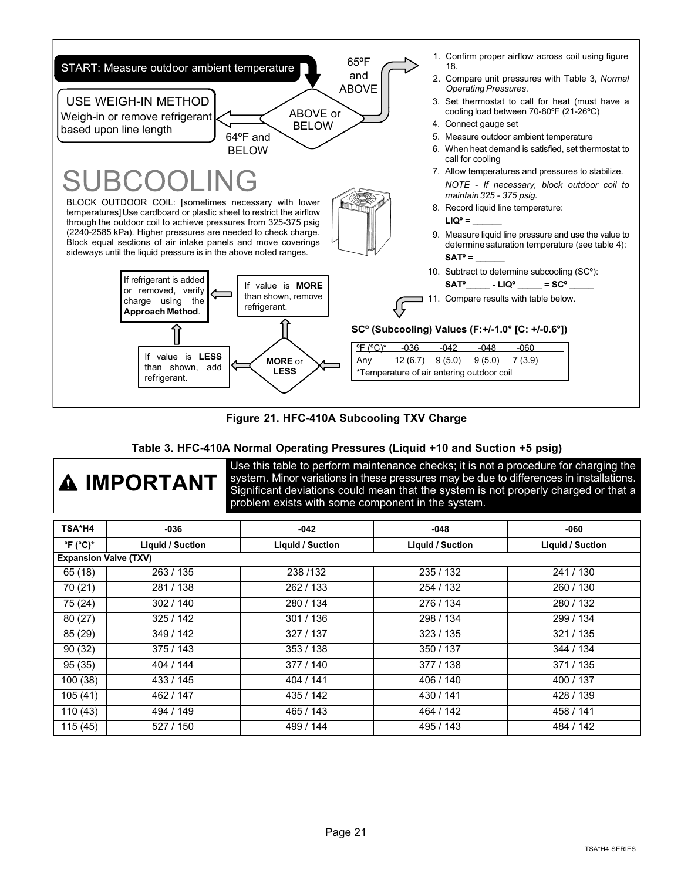START: Measure outdoor ambient temperature

ABOVE or BELOW

65ºF and ABOVE

64ºF and BELOW

**USE WEIGH-IN METHOD**

Weigh-in or remove refrigerant based upon line length

1. Confirm proper airflow across coil using figure 18.
2. Compare unit pressures with Table 3, *Normal Operating Pressures*.
3. Set thermostat to call for heat (must have a cooling load between 70-80ºF (21-26ºC)
4. Connect gauge set
5. Measure outdoor ambient temperature
6. When heat demand is satisfied, set thermostat to call for cooling
7. Allow temperatures and pressures to stabilize.

   *NOTE - If necessary, block outdoor coil to maintain 325 - 375 psig.*
8. Record liquid line temperature:

   **LIQº = ______**
9. Measure liquid line pressure and use the value to determine saturation temperature (see table 4):

   **SATº = ______**
10. Subtract to determine subcooling (SCº):

    **SATº_____ - LIQº _____ = SCº _____**
11. Compare results with table below.

# SUBCOOLING

BLOCK OUTDOOR COIL: [sometimes necessary with lower temperatures] Use cardboard or plastic sheet to restrict the airflow through the outdoor coil to achieve pressures from 325-375 psig (2240-2585 kPa). Higher pressures are needed to check charge. Block equal sections of air intake panels and move coverings sideways until the liquid pressure is in the above noted ranges.

**MORE** or **LESS**

If value is **MORE** than shown, remove refrigerant.

If value is **LESS** than shown, add refrigerant.

If refrigerant is added or removed, verify charge using the **Approach Method**.

**SCº (Subcooling) Values (F:+/-1.0° [C: +/-0.6°])**

| ºF (ºC)* | -036 | -042 | -048 | -060 |
|---|---|---|---|---|
| Any | 12 (6.7) | 9 (5.0) | 9 (5.0) | 7 (3.9) |

*Temperature of air entering outdoor coil

**Figure 21. HFC-410A Subcooling TXV Charge**

**Table 3. HFC-410A Normal Operating Pressures (Liquid +10 and Suction +5 psig)**

**IMPORTANT**

Use this table to perform maintenance checks; it is not a procedure for charging the system. Minor variations in these pressures may be due to differences in installations. Significant deviations could mean that the system is not properly charged or that a problem exists with some component in the system.

| TSA*H4 | -036 | -042 | -048 | -060 |
|---|---|---|---|---|
| °F (°C)* | Liquid / Suction | Liquid / Suction | Liquid / Suction | Liquid / Suction |
| Expansion Valve (TXV) | | | | |
| 65 (18) | 263 / 135 | 238 /132 | 235 / 132 | 241 / 130 |
| 70 (21) | 281 / 138 | 262 / 133 | 254 / 132 | 260 / 130 |
| 75 (24) | 302 / 140 | 280 / 134 | 276 / 134 | 280 / 132 |
| 80 (27) | 325 / 142 | 301 / 136 | 298 / 134 | 299 / 134 |
| 85 (29) | 349 / 142 | 327 / 137 | 323 / 135 | 321 / 135 |
| 90 (32) | 375 / 143 | 353 / 138 | 350 / 137 | 344 / 134 |
| 95 (35) | 404 / 144 | 377 / 140 | 377 / 138 | 371 / 135 |
| 100 (38) | 433 / 145 | 404 / 141 | 406 / 140 | 400 / 137 |
| 105 (41) | 462 / 147 | 435 / 142 | 430 / 141 | 428 / 139 |
| 110 (43) | 494 / 149 | 465 / 143 | 464 / 142 | 458 / 141 |
| 115 (45) | 527 / 150 | 499 / 144 | 495 / 143 | 484 / 142 |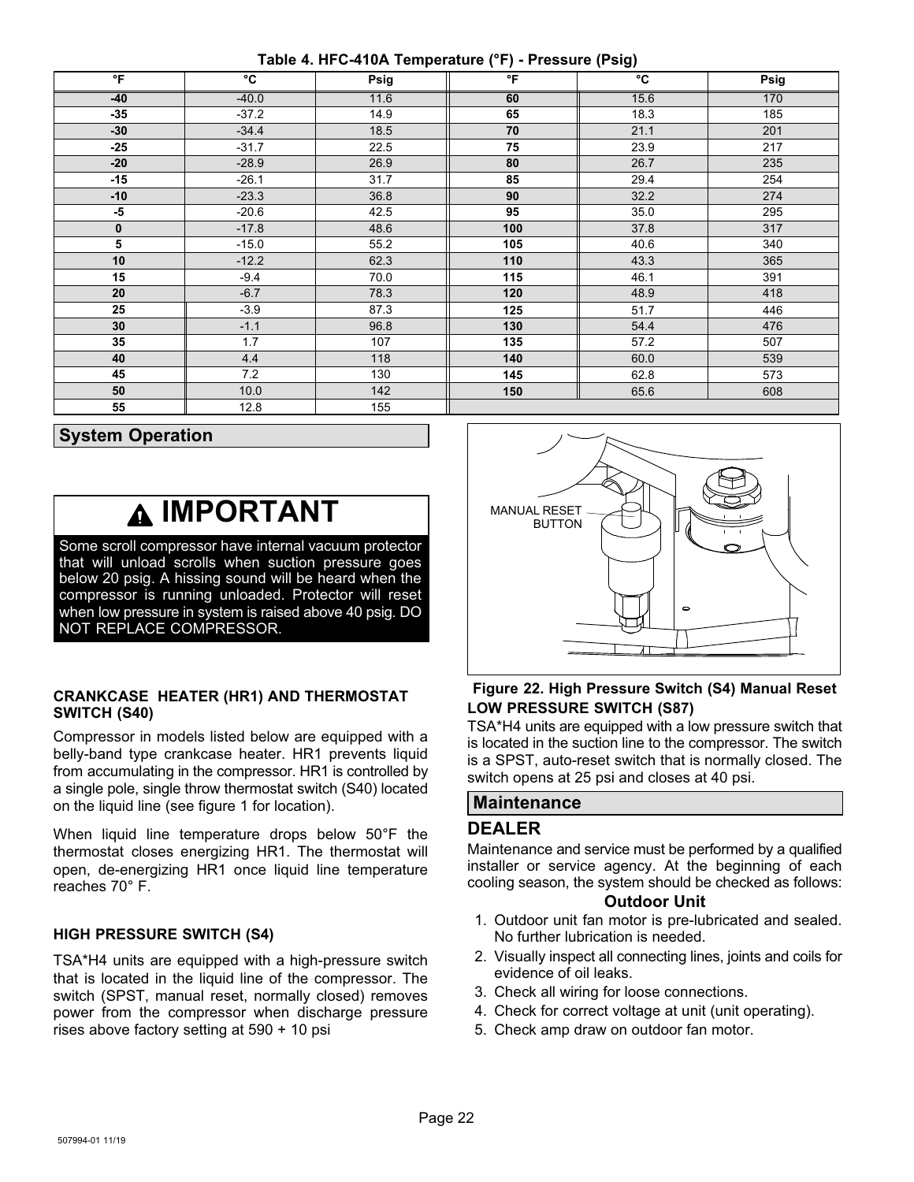**Table 4. HFC-410A Temperature (°F) - Pressure (Psig)**

| °F | °C | Psig | °F | °C | Psig |
|---|---|---|---|---|---|
| -40 | -40.0 | 11.6 | 60 | 15.6 | 170 |
| -35 | -37.2 | 14.9 | 65 | 18.3 | 185 |
| -30 | -34.4 | 18.5 | 70 | 21.1 | 201 |
| -25 | -31.7 | 22.5 | 75 | 23.9 | 217 |
| -20 | -28.9 | 26.9 | 80 | 26.7 | 235 |
| -15 | -26.1 | 31.7 | 85 | 29.4 | 254 |
| -10 | -23.3 | 36.8 | 90 | 32.2 | 274 |
| -5 | -20.6 | 42.5 | 95 | 35.0 | 295 |
| 0 | -17.8 | 48.6 | 100 | 37.8 | 317 |
| 5 | -15.0 | 55.2 | 105 | 40.6 | 340 |
| 10 | -12.2 | 62.3 | 110 | 43.3 | 365 |
| 15 | -9.4 | 70.0 | 115 | 46.1 | 391 |
| 20 | -6.7 | 78.3 | 120 | 48.9 | 418 |
| 25 | -3.9 | 87.3 | 125 | 51.7 | 446 |
| 30 | -1.1 | 96.8 | 130 | 54.4 | 476 |
| 35 | 1.7 | 107 | 135 | 57.2 | 507 |
| 40 | 4.4 | 118 | 140 | 60.0 | 539 |
| 45 | 7.2 | 130 | 145 | 62.8 | 573 |
| 50 | 10.0 | 142 | 150 | 65.6 | 608 |
| 55 | 12.8 | 155 | | | |

## System Operation

> **⚠ IMPORTANT**
>
> Some scroll compressor have internal vacuum protector that will unload scrolls when suction pressure goes below 20 psig. A hissing sound will be heard when the compressor is running unloaded. Protector will reset when low pressure in system is raised above 40 psig. DO NOT REPLACE COMPRESSOR.

### CRANKCASE HEATER (HR1) AND THERMOSTAT SWITCH (S40)

Compressor in models listed below are equipped with a belly-band type crankcase heater. HR1 prevents liquid from accumulating in the compressor. HR1 is controlled by a single pole, single throw thermostat switch (S40) located on the liquid line (see figure 1 for location).

When liquid line temperature drops below 50°F the thermostat closes energizing HR1. The thermostat will open, de-energizing HR1 once liquid line temperature reaches 70° F.

### HIGH PRESSURE SWITCH (S4)

TSA*H4 units are equipped with a high-pressure switch that is located in the liquid line of the compressor. The switch (SPST, manual reset, normally closed) removes power from the compressor when discharge pressure rises above factory setting at 590 + 10 psi

MANUAL RESET BUTTON

**Figure 22. High Pressure Switch (S4) Manual Reset**

### LOW PRESSURE SWITCH (S87)

TSA*H4 units are equipped with a low pressure switch that is located in the suction line to the compressor. The switch is a SPST, auto-reset switch that is normally closed. The switch opens at 25 psi and closes at 40 psi.

## Maintenance

### DEALER

Maintenance and service must be performed by a qualified installer or service agency. At the beginning of each cooling season, the system should be checked as follows:

**Outdoor Unit**

1. Outdoor unit fan motor is pre-lubricated and sealed. No further lubrication is needed.
2. Visually inspect all connecting lines, joints and coils for evidence of oil leaks.
3. Check all wiring for loose connections.
4. Check for correct voltage at unit (unit operating).
5. Check amp draw on outdoor fan motor.

507994-01 11/19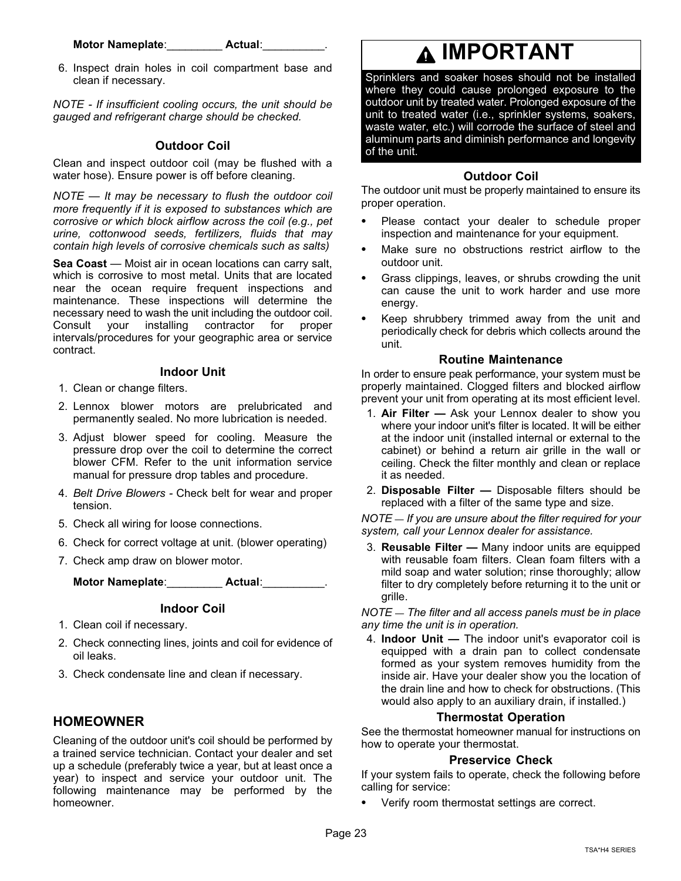**Motor Nameplate**:_________ **Actual**:__________.

6. Inspect drain holes in coil compartment base and clean if necessary.

*NOTE - If insufficient cooling occurs, the unit should be gauged and refrigerant charge should be checked.*

### Outdoor Coil

Clean and inspect outdoor coil (may be flushed with a water hose). Ensure power is off before cleaning.

*NOTE — It may be necessary to flush the outdoor coil more frequently if it is exposed to substances which are corrosive or which block airflow across the coil (e.g., pet urine, cottonwood seeds, fertilizers, fluids that may contain high levels of corrosive chemicals such as salts)*

**Sea Coast** — Moist air in ocean locations can carry salt, which is corrosive to most metal. Units that are located near the ocean require frequent inspections and maintenance. These inspections will determine the necessary need to wash the unit including the outdoor coil. Consult your installing contractor for proper intervals/procedures for your geographic area or service contract.

### Indoor Unit

1. Clean or change filters.
2. Lennox blower motors are prelubricated and permanently sealed. No more lubrication is needed.
3. Adjust blower speed for cooling. Measure the pressure drop over the coil to determine the correct blower CFM. Refer to the unit information service manual for pressure drop tables and procedure.
4. *Belt Drive Blowers* - Check belt for wear and proper tension.
5. Check all wiring for loose connections.
6. Check for correct voltage at unit. (blower operating)
7. Check amp draw on blower motor.

   **Motor Nameplate**:_________ **Actual**:__________.

### Indoor Coil

1. Clean coil if necessary.
2. Check connecting lines, joints and coil for evidence of oil leaks.
3. Check condensate line and clean if necessary.

## HOMEOWNER

Cleaning of the outdoor unit's coil should be performed by a trained service technician. Contact your dealer and set up a schedule (preferably twice a year, but at least once a year) to inspect and service your outdoor unit. The following maintenance may be performed by the homeowner.

> **⚠ IMPORTANT**
>
> Sprinklers and soaker hoses should not be installed where they could cause prolonged exposure to the outdoor unit by treated water. Prolonged exposure of the unit to treated water (i.e., sprinkler systems, soakers, waste water, etc.) will corrode the surface of steel and aluminum parts and diminish performance and longevity of the unit.

### Outdoor Coil

The outdoor unit must be properly maintained to ensure its proper operation.

- Please contact your dealer to schedule proper inspection and maintenance for your equipment.
- Make sure no obstructions restrict airflow to the outdoor unit.
- Grass clippings, leaves, or shrubs crowding the unit can cause the unit to work harder and use more energy.
- Keep shrubbery trimmed away from the unit and periodically check for debris which collects around the unit.

### Routine Maintenance

In order to ensure peak performance, your system must be properly maintained. Clogged filters and blocked airflow prevent your unit from operating at its most efficient level.

1. **Air Filter —** Ask your Lennox dealer to show you where your indoor unit's filter is located. It will be either at the indoor unit (installed internal or external to the cabinet) or behind a return air grille in the wall or ceiling. Check the filter monthly and clean or replace it as needed.
2. **Disposable Filter —** Disposable filters should be replaced with a filter of the same type and size.

*NOTE — If you are unsure about the filter required for your system, call your Lennox dealer for assistance.*

3. **Reusable Filter —** Many indoor units are equipped with reusable foam filters. Clean foam filters with a mild soap and water solution; rinse thoroughly; allow filter to dry completely before returning it to the unit or grille.

*NOTE — The filter and all access panels must be in place any time the unit is in operation.*

4. **Indoor Unit —** The indoor unit's evaporator coil is equipped with a drain pan to collect condensate formed as your system removes humidity from the inside air. Have your dealer show you the location of the drain line and how to check for obstructions. (This would also apply to an auxiliary drain, if installed.)

### Thermostat Operation

See the thermostat homeowner manual for instructions on how to operate your thermostat.

### Preservice Check

If your system fails to operate, check the following before calling for service:

- Verify room thermostat settings are correct.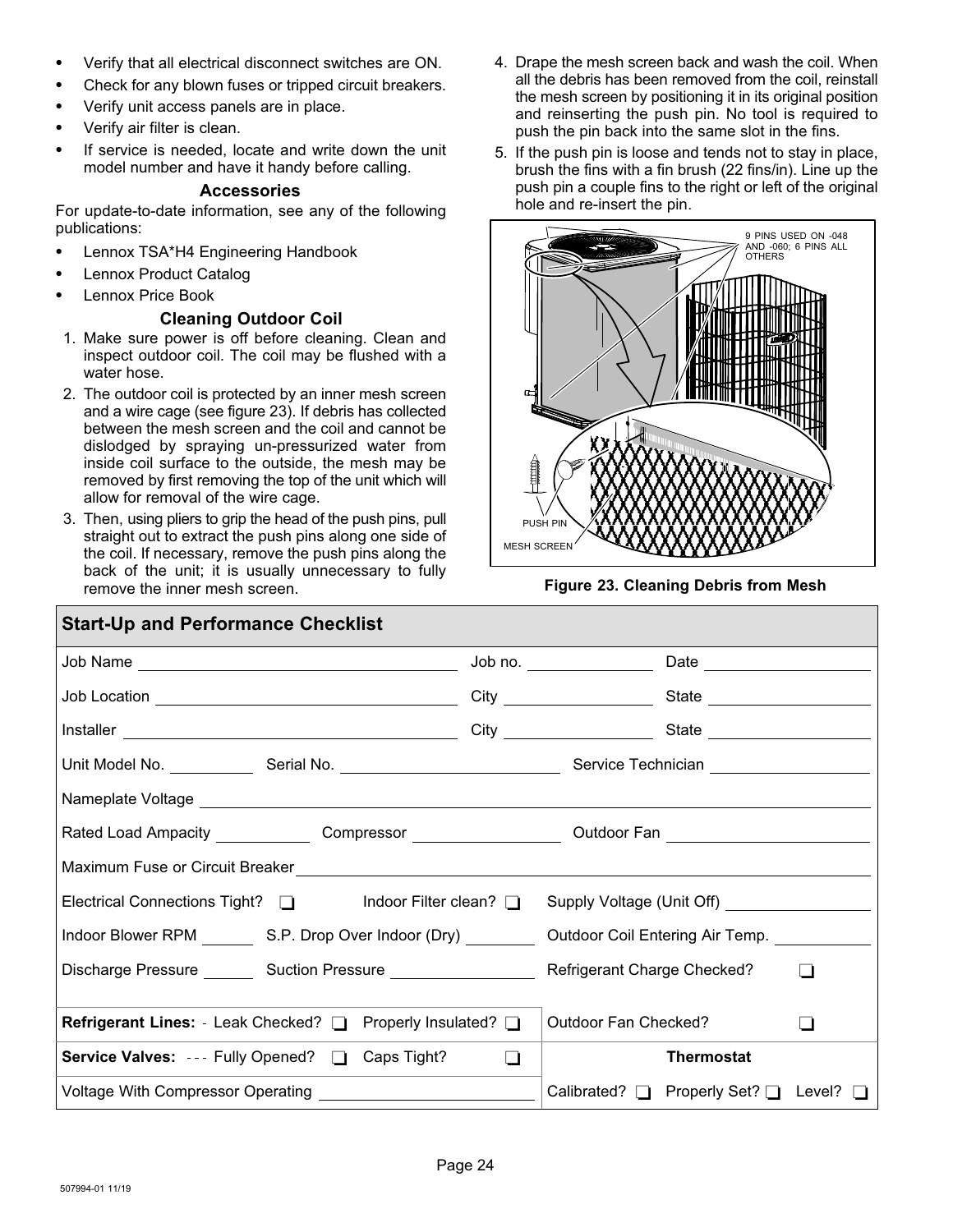- Verify that all electrical disconnect switches are ON.
- Check for any blown fuses or tripped circuit breakers.
- Verify unit access panels are in place.
- Verify air filter is clean.
- If service is needed, locate and write down the unit model number and have it handy before calling.

### Accessories

For update-to-date information, see any of the following publications:

- Lennox TSA*H4 Engineering Handbook
- Lennox Product Catalog
- Lennox Price Book

### Cleaning Outdoor Coil

1. Make sure power is off before cleaning. Clean and inspect outdoor coil. The coil may be flushed with a water hose.
2. The outdoor coil is protected by an inner mesh screen and a wire cage (see figure 23). If debris has collected between the mesh screen and the coil and cannot be dislodged by spraying un-pressurized water from inside coil surface to the outside, the mesh may be removed by first removing the top of the unit which will allow for removal of the wire cage.
3. Then, using pliers to grip the head of the push pins, pull straight out to extract the push pins along one side of the coil. If necessary, remove the push pins along the back of the unit; it is usually unnecessary to fully remove the inner mesh screen.
4. Drape the mesh screen back and wash the coil. When all the debris has been removed from the coil, reinstall the mesh screen by positioning it in its original position and reinserting the push pin. No tool is required to push the pin back into the same slot in the fins.
5. If the push pin is loose and tends not to stay in place, brush the fins with a fin brush (22 fins/in). Line up the push pin a couple fins to the right or left of the original hole and re-insert the pin.

9 PINS USED ON -048 AND -060; 6 PINS ALL OTHERS

PUSH PIN

MESH SCREEN

**Figure 23. Cleaning Debris from Mesh**

## Start-Up and Performance Checklist

| | | |
|---|---|---|
| Job Name ______ | Job no. ______ | Date ______ |
| Job Location ______ | City ______ | State ______ |
| Installer ______ | City ______ | State ______ |
| Unit Model No. ______ Serial No. ______ | | Service Technician ______ |
| Nameplate Voltage ______ | | |
| Rated Load Ampacity ______ Compressor ______ | | Outdoor Fan ______ |
| Maximum Fuse or Circuit Breaker ______ | | |
| Electrical Connections Tight? ❑ Indoor Filter clean? ❑ | | Supply Voltage (Unit Off) ______ |
| Indoor Blower RPM ______ S.P. Drop Over Indoor (Dry) ______ | | Outdoor Coil Entering Air Temp. ______ |
| Discharge Pressure ______ Suction Pressure ______ | | Refrigerant Charge Checked? ❑ |
| **Refrigerant Lines:** - Leak Checked? ❑ Properly Insulated? ❑ | | Outdoor Fan Checked? ❑ |
| **Service Valves:** --- Fully Opened? ❑ Caps Tight? ❑ | | **Thermostat** |
| Voltage With Compressor Operating ______ | | Calibrated? ❑ Properly Set? ❑ Level? ❑ |

507994-01 11/19